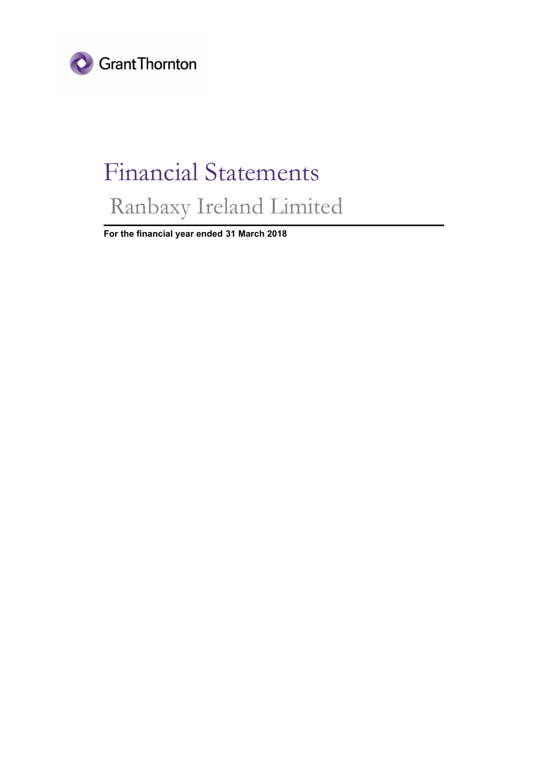Grant Thornton

# Financial Statements

## Ranbaxy Ireland Limited

**For the financial year ended 31 March 2018**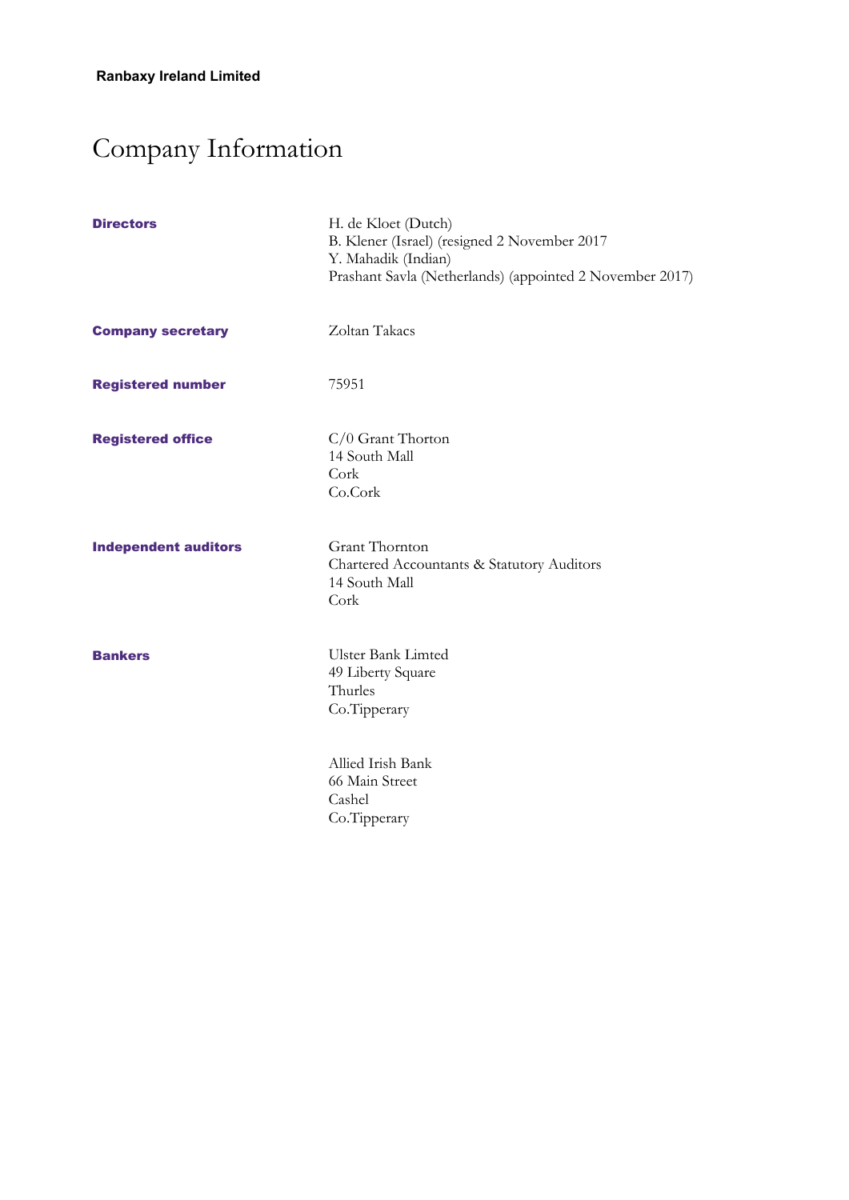**Ranbaxy Ireland Limited**

# Company Information

| | |
|---|---|
| **Directors** | H. de Kloet (Dutch)<br>B. Klener (Israel) (resigned 2 November 2017<br>Y. Mahadik (Indian)<br>Prashant Savla (Netherlands) (appointed 2 November 2017) |
| **Company secretary** | Zoltan Takacs |
| **Registered number** | 75951 |
| **Registered office** | C/0 Grant Thorton<br>14 South Mall<br>Cork<br>Co.Cork |
| **Independent auditors** | Grant Thornton<br>Chartered Accountants & Statutory Auditors<br>14 South Mall<br>Cork |
| **Bankers** | Ulster Bank Limted<br>49 Liberty Square<br>Thurles<br>Co.Tipperary<br><br>Allied Irish Bank<br>66 Main Street<br>Cashel<br>Co.Tipperary |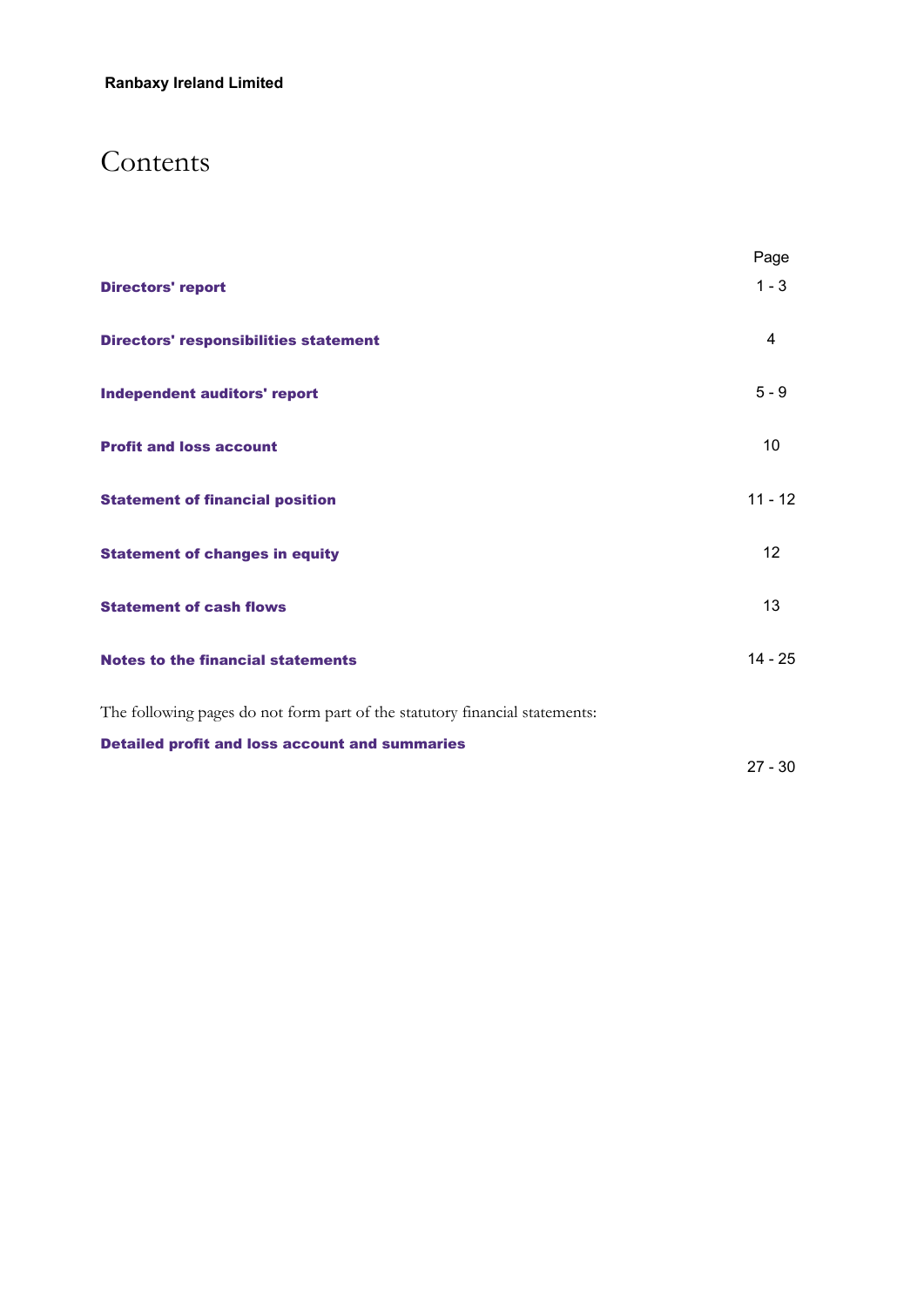**Ranbaxy Ireland Limited**

# Contents

| | Page |
|---|---|
| **Directors' report** | 1 - 3 |
| **Directors' responsibilities statement** | 4 |
| **Independent auditors' report** | 5 - 9 |
| **Profit and loss account** | 10 |
| **Statement of financial position** | 11 - 12 |
| **Statement of changes in equity** | 12 |
| **Statement of cash flows** | 13 |
| **Notes to the financial statements** | 14 - 25 |

The following pages do not form part of the statutory financial statements:

| | |
|---|---|
| **Detailed profit and loss account and summaries** | 27 - 30 |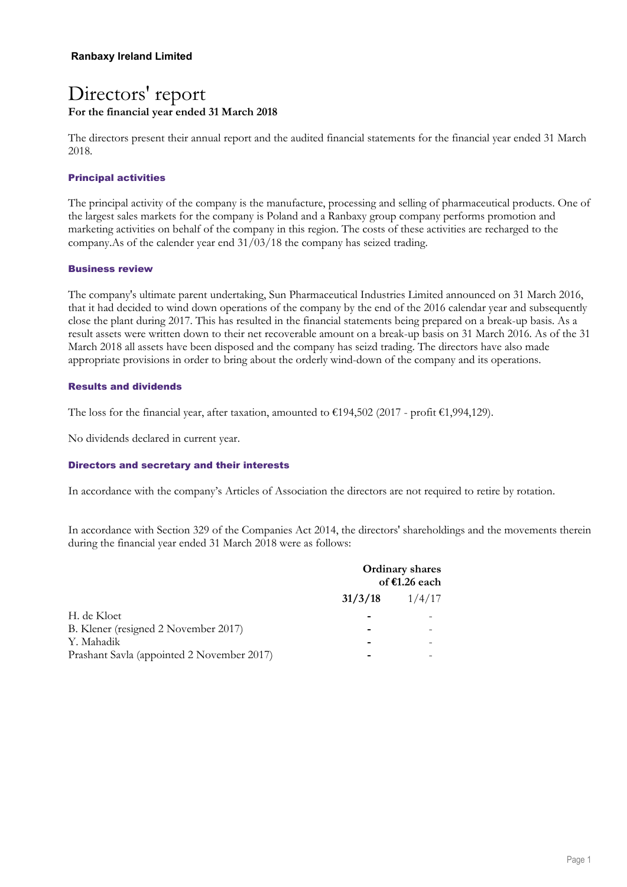**Ranbaxy Ireland Limited**

# Directors' report

**For the financial year ended 31 March 2018**

The directors present their annual report and the audited financial statements for the financial year ended 31 March 2018.

### Principal activities

The principal activity of the company is the manufacture, processing and selling of pharmaceutical products. One of the largest sales markets for the company is Poland and a Ranbaxy group company performs promotion and marketing activities on behalf of the company in this region. The costs of these activities are recharged to the company.As of the calender year end 31/03/18 the company has seized trading.

### Business review

The company's ultimate parent undertaking, Sun Pharmaceutical Industries Limited announced on 31 March 2016, that it had decided to wind down operations of the company by the end of the 2016 calendar year and subsequently close the plant during 2017. This has resulted in the financial statements being prepared on a break-up basis. As a result assets were written down to their net recoverable amount on a break-up basis on 31 March 2016. As of the 31 March 2018 all assets have been disposed and the company has seizd trading. The directors have also made appropriate provisions in order to bring about the orderly wind-down of the company and its operations.

### Results and dividends

The loss for the financial year, after taxation, amounted to €194,502 (2017 - profit €1,994,129).

No dividends declared in current year.

### Directors and secretary and their interests

In accordance with the company's Articles of Association the directors are not required to retire by rotation.

In accordance with Section 329 of the Companies Act 2014, the directors' shareholdings and the movements therein during the financial year ended 31 March 2018 were as follows:

| | **Ordinary shares of €1.26 each** | |
|---|---|---|
| | **31/3/18** | 1/4/17 |
| H. de Kloet | - | - |
| B. Klener (resigned 2 November 2017) | - | - |
| Y. Mahadik | - | - |
| Prashant Savla (appointed 2 November 2017) | - | - |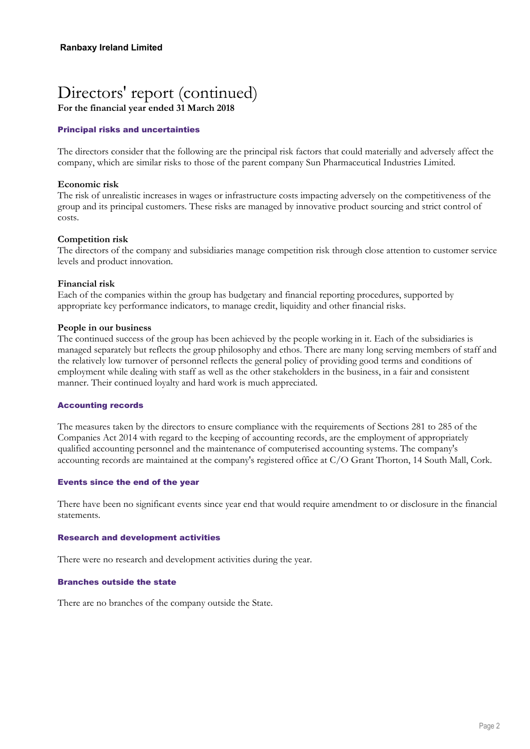**Ranbaxy Ireland Limited**

# Directors' report (continued)

**For the financial year ended 31 March 2018**

## Principal risks and uncertainties

The directors consider that the following are the principal risk factors that could materially and adversely affect the company, which are similar risks to those of the parent company Sun Pharmaceutical Industries Limited.

**Economic risk**
The risk of unrealistic increases in wages or infrastructure costs impacting adversely on the competitiveness of the group and its principal customers. These risks are managed by innovative product sourcing and strict control of costs.

**Competition risk**
The directors of the company and subsidiaries manage competition risk through close attention to customer service levels and product innovation.

**Financial risk**
Each of the companies within the group has budgetary and financial reporting procedures, supported by appropriate key performance indicators, to manage credit, liquidity and other financial risks.

**People in our business**
The continued success of the group has been achieved by the people working in it. Each of the subsidiaries is managed separately but reflects the group philosophy and ethos. There are many long serving members of staff and the relatively low turnover of personnel reflects the general policy of providing good terms and conditions of employment while dealing with staff as well as the other stakeholders in the business, in a fair and consistent manner. Their continued loyalty and hard work is much appreciated.

## Accounting records

The measures taken by the directors to ensure compliance with the requirements of Sections 281 to 285 of the Companies Act 2014 with regard to the keeping of accounting records, are the employment of appropriately qualified accounting personnel and the maintenance of computerised accounting systems. The company's accounting records are maintained at the company's registered office at C/O Grant Thorton, 14 South Mall, Cork.

## Events since the end of the year

There have been no significant events since year end that would require amendment to or disclosure in the financial statements.

## Research and development activities

There were no research and development activities during the year.

## Branches outside the state

There are no branches of the company outside the State.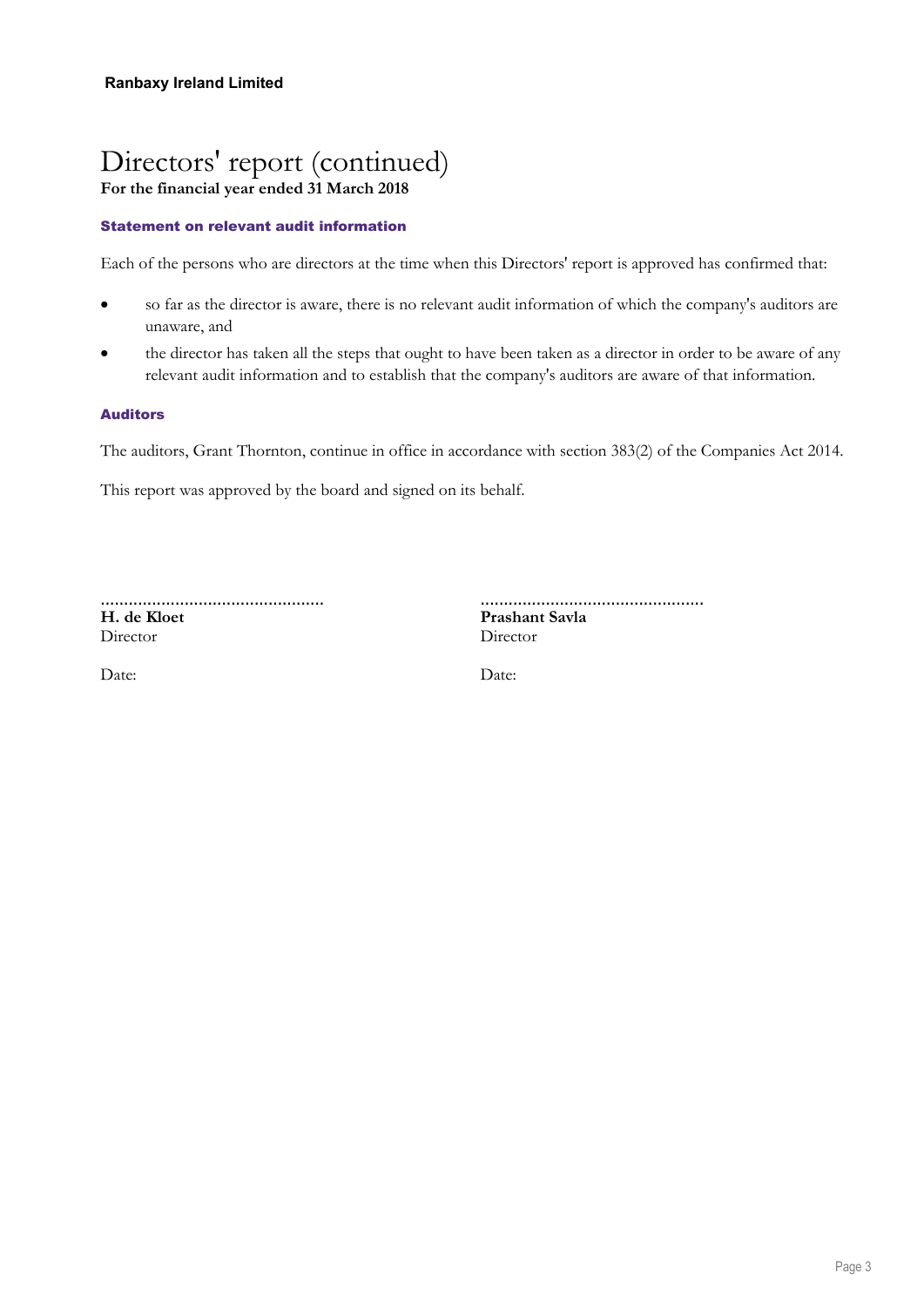**Ranbaxy Ireland Limited**

# Directors' report (continued)

**For the financial year ended 31 March 2018**

### Statement on relevant audit information

Each of the persons who are directors at the time when this Directors' report is approved has confirmed that:

- so far as the director is aware, there is no relevant audit information of which the company's auditors are unaware, and
- the director has taken all the steps that ought to have been taken as a director in order to be aware of any relevant audit information and to establish that the company's auditors are aware of that information.

### Auditors

The auditors, Grant Thornton, continue in office in accordance with section 383(2) of the Companies Act 2014.

This report was approved by the board and signed on its behalf.

................................................
**H. de Kloet**
Director

Date:

................................................
**Prashant Savla**
Director

Date: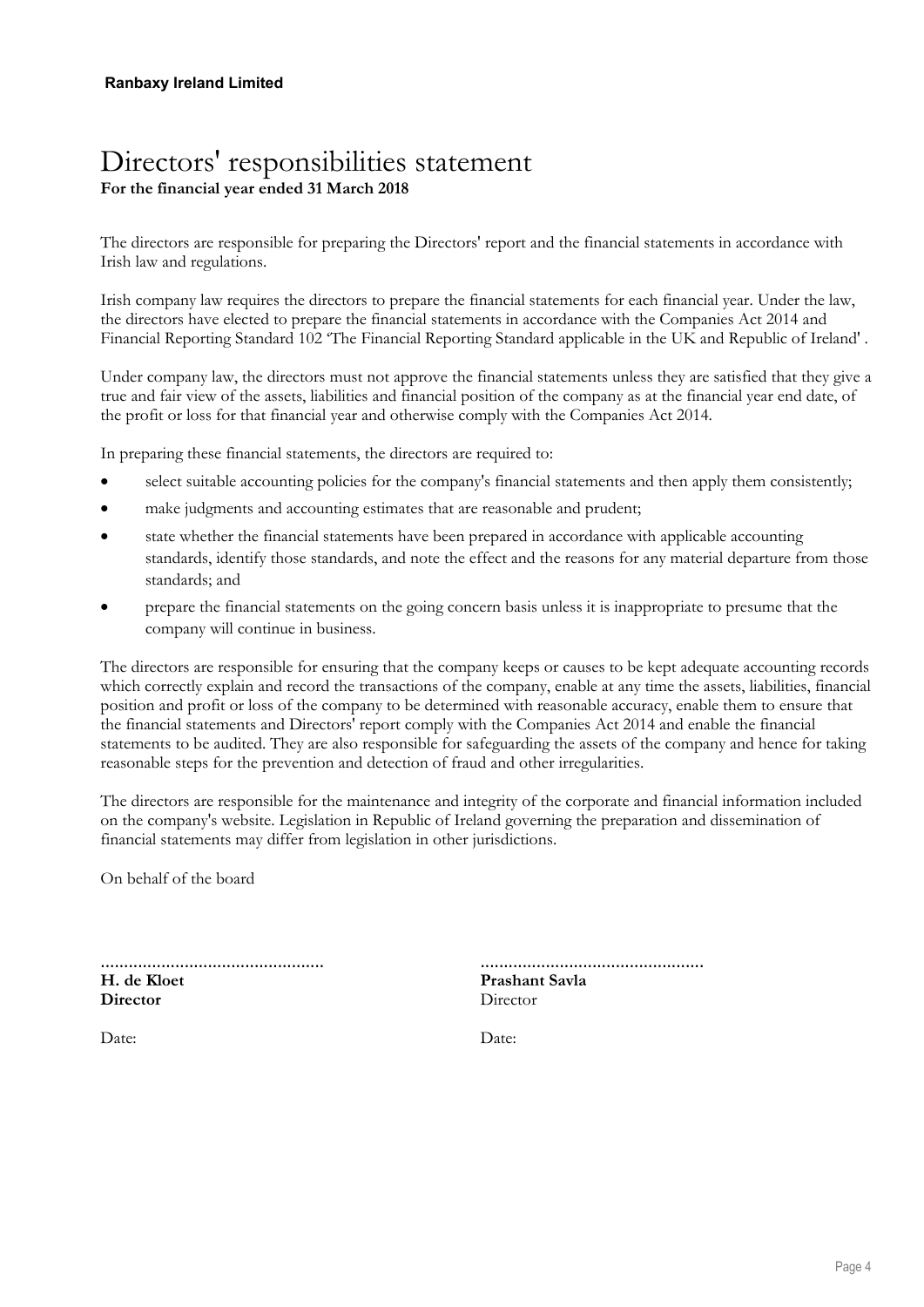**Ranbaxy Ireland Limited**

# Directors' responsibilities statement

**For the financial year ended 31 March 2018**

The directors are responsible for preparing the Directors' report and the financial statements in accordance with Irish law and regulations.

Irish company law requires the directors to prepare the financial statements for each financial year. Under the law, the directors have elected to prepare the financial statements in accordance with the Companies Act 2014 and Financial Reporting Standard 102 'The Financial Reporting Standard applicable in the UK and Republic of Ireland' .

Under company law, the directors must not approve the financial statements unless they are satisfied that they give a true and fair view of the assets, liabilities and financial position of the company as at the financial year end date, of the profit or loss for that financial year and otherwise comply with the Companies Act 2014.

In preparing these financial statements, the directors are required to:

- select suitable accounting policies for the company's financial statements and then apply them consistently;
- make judgments and accounting estimates that are reasonable and prudent;
- state whether the financial statements have been prepared in accordance with applicable accounting standards, identify those standards, and note the effect and the reasons for any material departure from those standards; and
- prepare the financial statements on the going concern basis unless it is inappropriate to presume that the company will continue in business.

The directors are responsible for ensuring that the company keeps or causes to be kept adequate accounting records which correctly explain and record the transactions of the company, enable at any time the assets, liabilities, financial position and profit or loss of the company to be determined with reasonable accuracy, enable them to ensure that the financial statements and Directors' report comply with the Companies Act 2014 and enable the financial statements to be audited. They are also responsible for safeguarding the assets of the company and hence for taking reasonable steps for the prevention and detection of fraud and other irregularities.

The directors are responsible for the maintenance and integrity of the corporate and financial information included on the company's website. Legislation in Republic of Ireland governing the preparation and dissemination of financial statements may differ from legislation in other jurisdictions.

On behalf of the board

| ............................................... | ............................................... |
|---|---|
| **H. de Kloet** | **Prashant Savla** |
| **Director** | Director |
| Date: | Date: |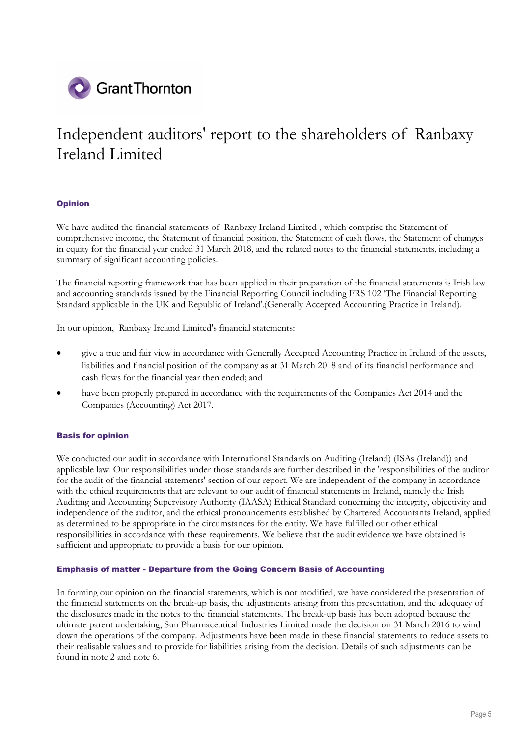# Independent auditors' report to the shareholders of Ranbaxy Ireland Limited

## Opinion

We have audited the financial statements of Ranbaxy Ireland Limited , which comprise the Statement of comprehensive income, the Statement of financial position, the Statement of cash flows, the Statement of changes in equity for the financial year ended 31 March 2018, and the related notes to the financial statements, including a summary of significant accounting policies.

The financial reporting framework that has been applied in their preparation of the financial statements is Irish law and accounting standards issued by the Financial Reporting Council including FRS 102 'The Financial Reporting Standard applicable in the UK and Republic of Ireland'.(Generally Accepted Accounting Practice in Ireland).

In our opinion, Ranbaxy Ireland Limited's financial statements:

- give a true and fair view in accordance with Generally Accepted Accounting Practice in Ireland of the assets, liabilities and financial position of the company as at 31 March 2018 and of its financial performance and cash flows for the financial year then ended; and
- have been properly prepared in accordance with the requirements of the Companies Act 2014 and the Companies (Accounting) Act 2017.

## Basis for opinion

We conducted our audit in accordance with International Standards on Auditing (Ireland) (ISAs (Ireland)) and applicable law. Our responsibilities under those standards are further described in the 'responsibilities of the auditor for the audit of the financial statements' section of our report. We are independent of the company in accordance with the ethical requirements that are relevant to our audit of financial statements in Ireland, namely the Irish Auditing and Accounting Supervisory Authority (IAASA) Ethical Standard concerning the integrity, objectivity and independence of the auditor, and the ethical pronouncements established by Chartered Accountants Ireland, applied as determined to be appropriate in the circumstances for the entity. We have fulfilled our other ethical responsibilities in accordance with these requirements. We believe that the audit evidence we have obtained is sufficient and appropriate to provide a basis for our opinion.

## Emphasis of matter - Departure from the Going Concern Basis of Accounting

In forming our opinion on the financial statements, which is not modified, we have considered the presentation of the financial statements on the break-up basis, the adjustments arising from this presentation, and the adequacy of the disclosures made in the notes to the financial statements. The break-up basis has been adopted because the ultimate parent undertaking, Sun Pharmaceutical Industries Limited made the decision on 31 March 2016 to wind down the operations of the company. Adjustments have been made in these financial statements to reduce assets to their realisable values and to provide for liabilities arising from the decision. Details of such adjustments can be found in note 2 and note 6.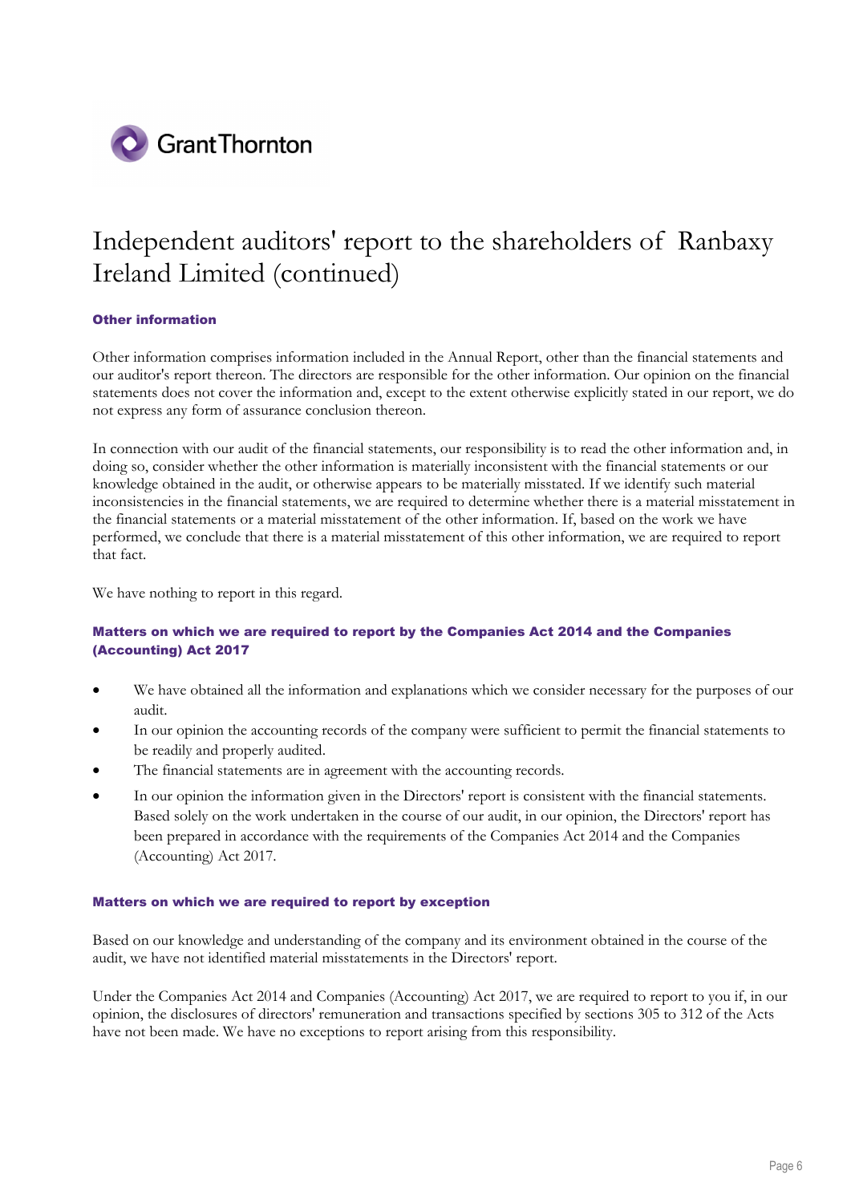# Independent auditors' report to the shareholders of Ranbaxy Ireland Limited (continued)

### Other information

Other information comprises information included in the Annual Report, other than the financial statements and our auditor's report thereon. The directors are responsible for the other information. Our opinion on the financial statements does not cover the information and, except to the extent otherwise explicitly stated in our report, we do not express any form of assurance conclusion thereon.

In connection with our audit of the financial statements, our responsibility is to read the other information and, in doing so, consider whether the other information is materially inconsistent with the financial statements or our knowledge obtained in the audit, or otherwise appears to be materially misstated. If we identify such material inconsistencies in the financial statements, we are required to determine whether there is a material misstatement in the financial statements or a material misstatement of the other information. If, based on the work we have performed, we conclude that there is a material misstatement of this other information, we are required to report that fact.

We have nothing to report in this regard.

### Matters on which we are required to report by the Companies Act 2014 and the Companies (Accounting) Act 2017

- We have obtained all the information and explanations which we consider necessary for the purposes of our audit.
- In our opinion the accounting records of the company were sufficient to permit the financial statements to be readily and properly audited.
- The financial statements are in agreement with the accounting records.
- In our opinion the information given in the Directors' report is consistent with the financial statements. Based solely on the work undertaken in the course of our audit, in our opinion, the Directors' report has been prepared in accordance with the requirements of the Companies Act 2014 and the Companies (Accounting) Act 2017.

### Matters on which we are required to report by exception

Based on our knowledge and understanding of the company and its environment obtained in the course of the audit, we have not identified material misstatements in the Directors' report.

Under the Companies Act 2014 and Companies (Accounting) Act 2017, we are required to report to you if, in our opinion, the disclosures of directors' remuneration and transactions specified by sections 305 to 312 of the Acts have not been made. We have no exceptions to report arising from this responsibility.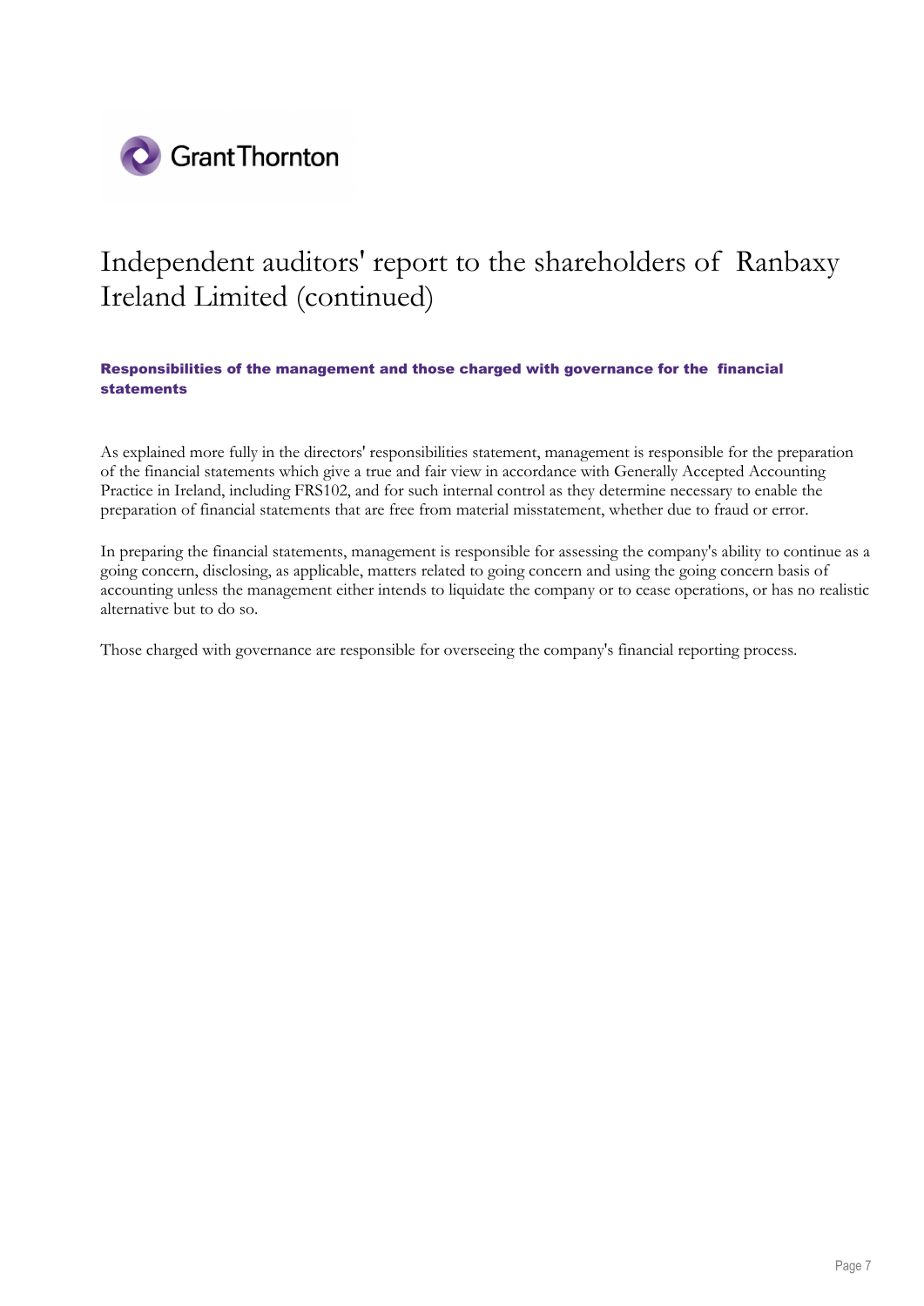# Independent auditors' report to the shareholders of Ranbaxy Ireland Limited (continued)

### Responsibilities of the management and those charged with governance for the financial statements

As explained more fully in the directors' responsibilities statement, management is responsible for the preparation of the financial statements which give a true and fair view in accordance with Generally Accepted Accounting Practice in Ireland, including FRS102, and for such internal control as they determine necessary to enable the preparation of financial statements that are free from material misstatement, whether due to fraud or error.

In preparing the financial statements, management is responsible for assessing the company's ability to continue as a going concern, disclosing, as applicable, matters related to going concern and using the going concern basis of accounting unless the management either intends to liquidate the company or to cease operations, or has no realistic alternative but to do so.

Those charged with governance are responsible for overseeing the company's financial reporting process.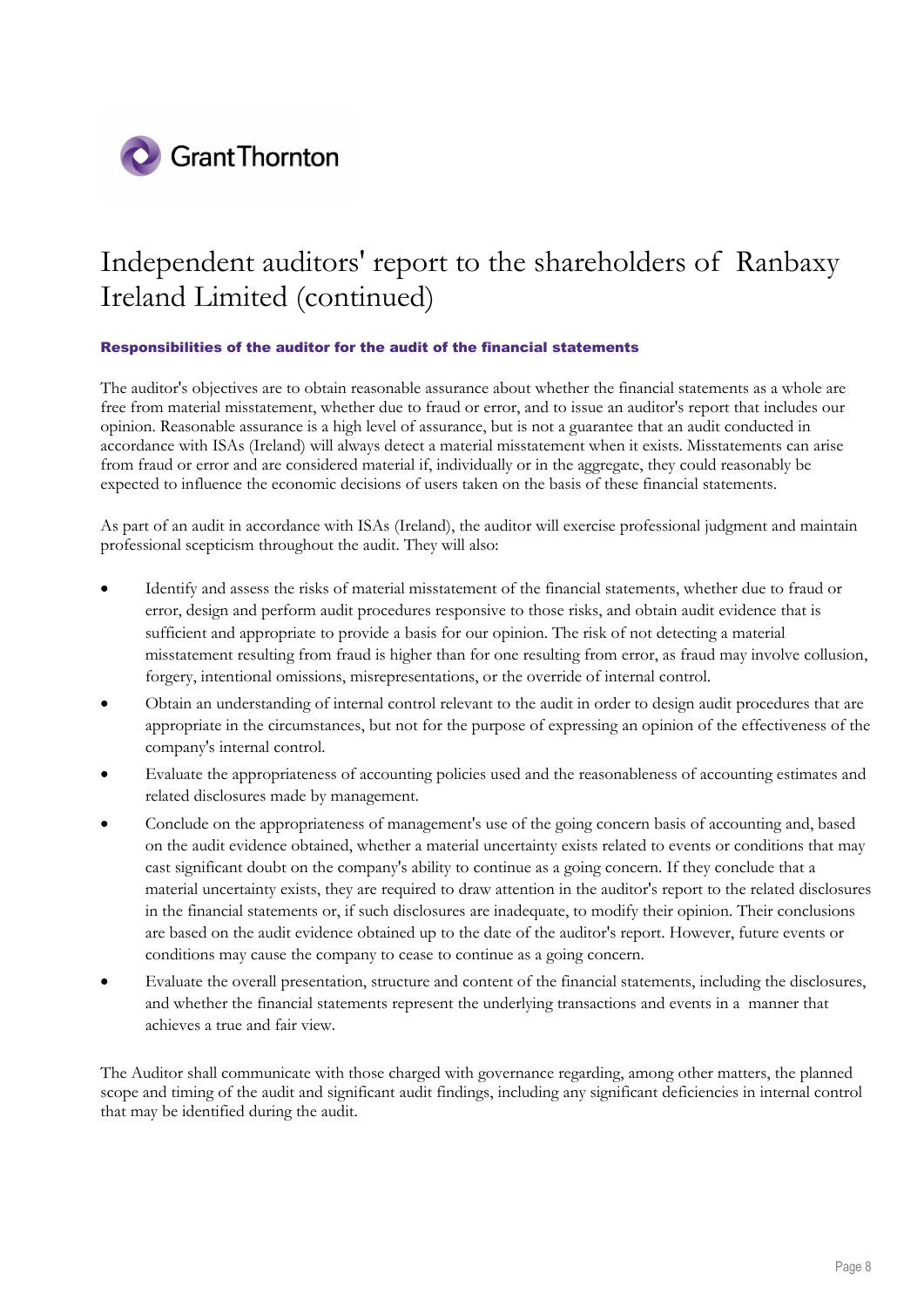# Independent auditors' report to the shareholders of Ranbaxy Ireland Limited (continued)

**Responsibilities of the auditor for the audit of the financial statements**

The auditor's objectives are to obtain reasonable assurance about whether the financial statements as a whole are free from material misstatement, whether due to fraud or error, and to issue an auditor's report that includes our opinion. Reasonable assurance is a high level of assurance, but is not a guarantee that an audit conducted in accordance with ISAs (Ireland) will always detect a material misstatement when it exists. Misstatements can arise from fraud or error and are considered material if, individually or in the aggregate, they could reasonably be expected to influence the economic decisions of users taken on the basis of these financial statements.

As part of an audit in accordance with ISAs (Ireland), the auditor will exercise professional judgment and maintain professional scepticism throughout the audit. They will also:

- Identify and assess the risks of material misstatement of the financial statements, whether due to fraud or error, design and perform audit procedures responsive to those risks, and obtain audit evidence that is sufficient and appropriate to provide a basis for our opinion. The risk of not detecting a material misstatement resulting from fraud is higher than for one resulting from error, as fraud may involve collusion, forgery, intentional omissions, misrepresentations, or the override of internal control.
- Obtain an understanding of internal control relevant to the audit in order to design audit procedures that are appropriate in the circumstances, but not for the purpose of expressing an opinion of the effectiveness of the company's internal control.
- Evaluate the appropriateness of accounting policies used and the reasonableness of accounting estimates and related disclosures made by management.
- Conclude on the appropriateness of management's use of the going concern basis of accounting and, based on the audit evidence obtained, whether a material uncertainty exists related to events or conditions that may cast significant doubt on the company's ability to continue as a going concern. If they conclude that a material uncertainty exists, they are required to draw attention in the auditor's report to the related disclosures in the financial statements or, if such disclosures are inadequate, to modify their opinion. Their conclusions are based on the audit evidence obtained up to the date of the auditor's report. However, future events or conditions may cause the company to cease to continue as a going concern.
- Evaluate the overall presentation, structure and content of the financial statements, including the disclosures, and whether the financial statements represent the underlying transactions and events in a manner that achieves a true and fair view.

The Auditor shall communicate with those charged with governance regarding, among other matters, the planned scope and timing of the audit and significant audit findings, including any significant deficiencies in internal control that may be identified during the audit.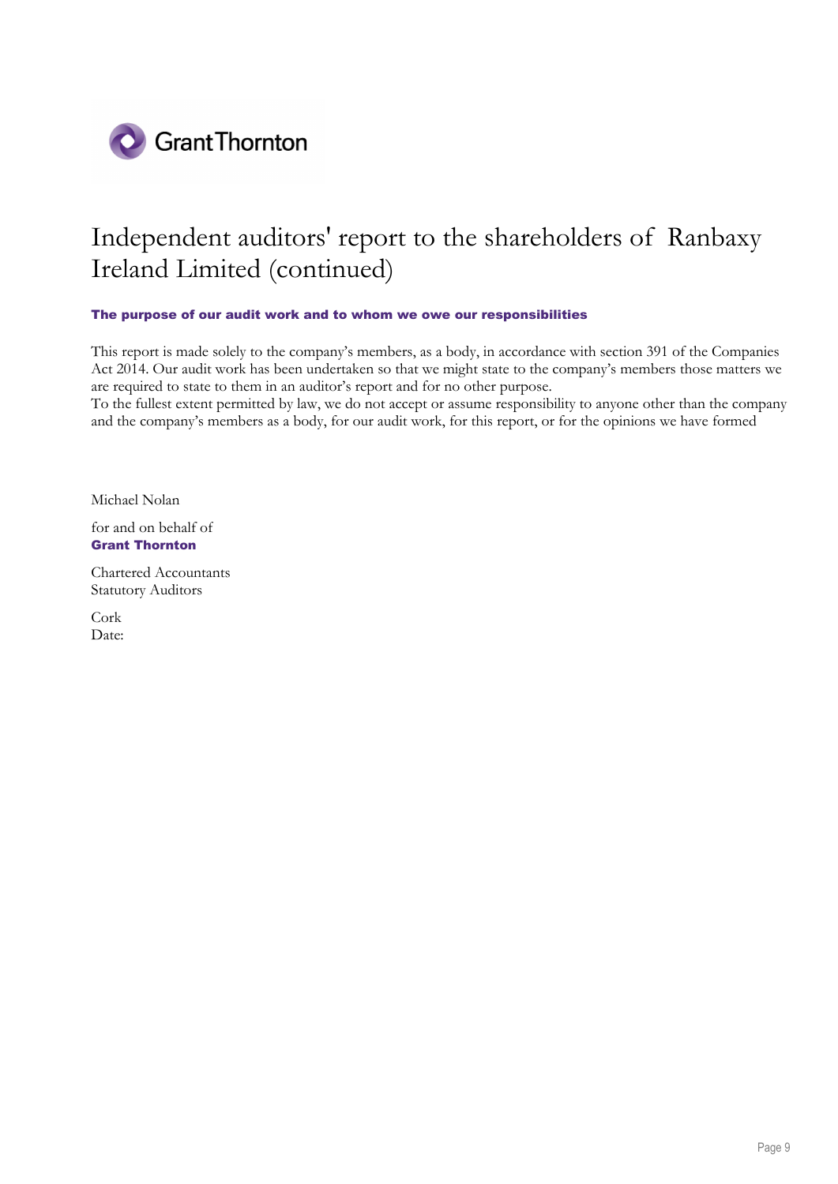# Independent auditors' report to the shareholders of Ranbaxy Ireland Limited (continued)

**The purpose of our audit work and to whom we owe our responsibilities**

This report is made solely to the company's members, as a body, in accordance with section 391 of the Companies Act 2014. Our audit work has been undertaken so that we might state to the company's members those matters we are required to state to them in an auditor's report and for no other purpose.
To the fullest extent permitted by law, we do not accept or assume responsibility to anyone other than the company and the company's members as a body, for our audit work, for this report, or for the opinions we have formed

Michael Nolan

for and on behalf of
**Grant Thornton**

Chartered Accountants
Statutory Auditors

Cork
Date: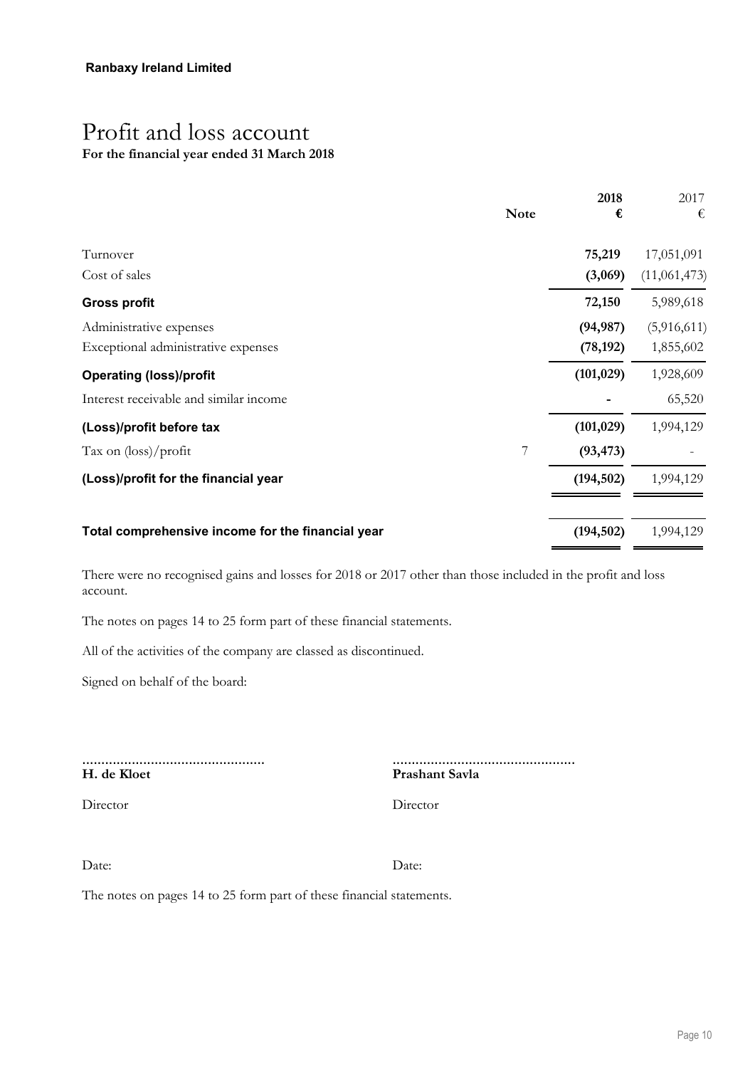**Ranbaxy Ireland Limited**

# Profit and loss account

**For the financial year ended 31 March 2018**

| | Note | 2018 € | 2017 € |
|---|---|---|---|
| Turnover | | **75,219** | 17,051,091 |
| Cost of sales | | **(3,069)** | (11,061,473) |
| **Gross profit** | | **72,150** | 5,989,618 |
| Administrative expenses | | **(94,987)** | (5,916,611) |
| Exceptional administrative expenses | | **(78,192)** | 1,855,602 |
| **Operating (loss)/profit** | | **(101,029)** | 1,928,609 |
| Interest receivable and similar income | | **-** | 65,520 |
| **(Loss)/profit before tax** | | **(101,029)** | 1,994,129 |
| Tax on (loss)/profit | 7 | **(93,473)** | - |
| **(Loss)/profit for the financial year** | | **(194,502)** | 1,994,129 |
| **Total comprehensive income for the financial year** | | **(194,502)** | 1,994,129 |

There were no recognised gains and losses for 2018 or 2017 other than those included in the profit and loss account.

The notes on pages 14 to 25 form part of these financial statements.

All of the activities of the company are classed as discontinued.

Signed on behalf of the board:

............................................... **H. de Kloet**

Director

Date:

............................................... **Prashant Savla**

Director

Date:

The notes on pages 14 to 25 form part of these financial statements.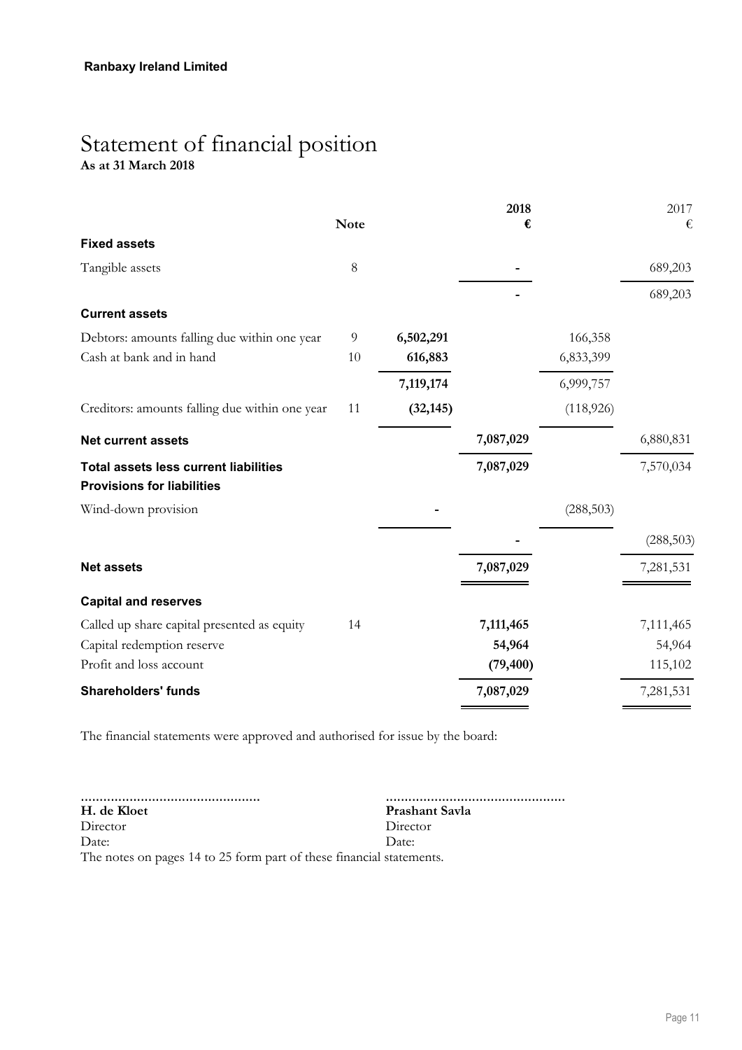**Ranbaxy Ireland Limited**

# Statement of financial position

**As at 31 March 2018**

| | Note | | 2018 € | | 2017 € |
|---|---|---|---|---|---|
| **Fixed assets** | | | | | |
| Tangible assets | 8 | | - | | 689,203 |
| | | | - | | 689,203 |
| **Current assets** | | | | | |
| Debtors: amounts falling due within one year | 9 | 6,502,291 | | 166,358 | |
| Cash at bank and in hand | 10 | 616,883 | | 6,833,399 | |
| | | 7,119,174 | | 6,999,757 | |
| Creditors: amounts falling due within one year | 11 | (32,145) | | (118,926) | |
| **Net current assets** | | | 7,087,029 | | 6,880,831 |
| **Total assets less current liabilities** | | | 7,087,029 | | 7,570,034 |
| **Provisions for liabilities** | | | | | |
| Wind-down provision | | - | | (288,503) | |
| | | | - | | (288,503) |
| **Net assets** | | | 7,087,029 | | 7,281,531 |
| **Capital and reserves** | | | | | |
| Called up share capital presented as equity | 14 | | 7,111,465 | | 7,111,465 |
| Capital redemption reserve | | | 54,964 | | 54,964 |
| Profit and loss account | | | (79,400) | | 115,102 |
| **Shareholders' funds** | | | 7,087,029 | | 7,281,531 |

The financial statements were approved and authorised for issue by the board:

| ............................................... | ............................................... |
|---|---|
| **H. de Kloet** | **Prashant Savla** |
| Director | Director |
| Date: | Date: |

The notes on pages 14 to 25 form part of these financial statements.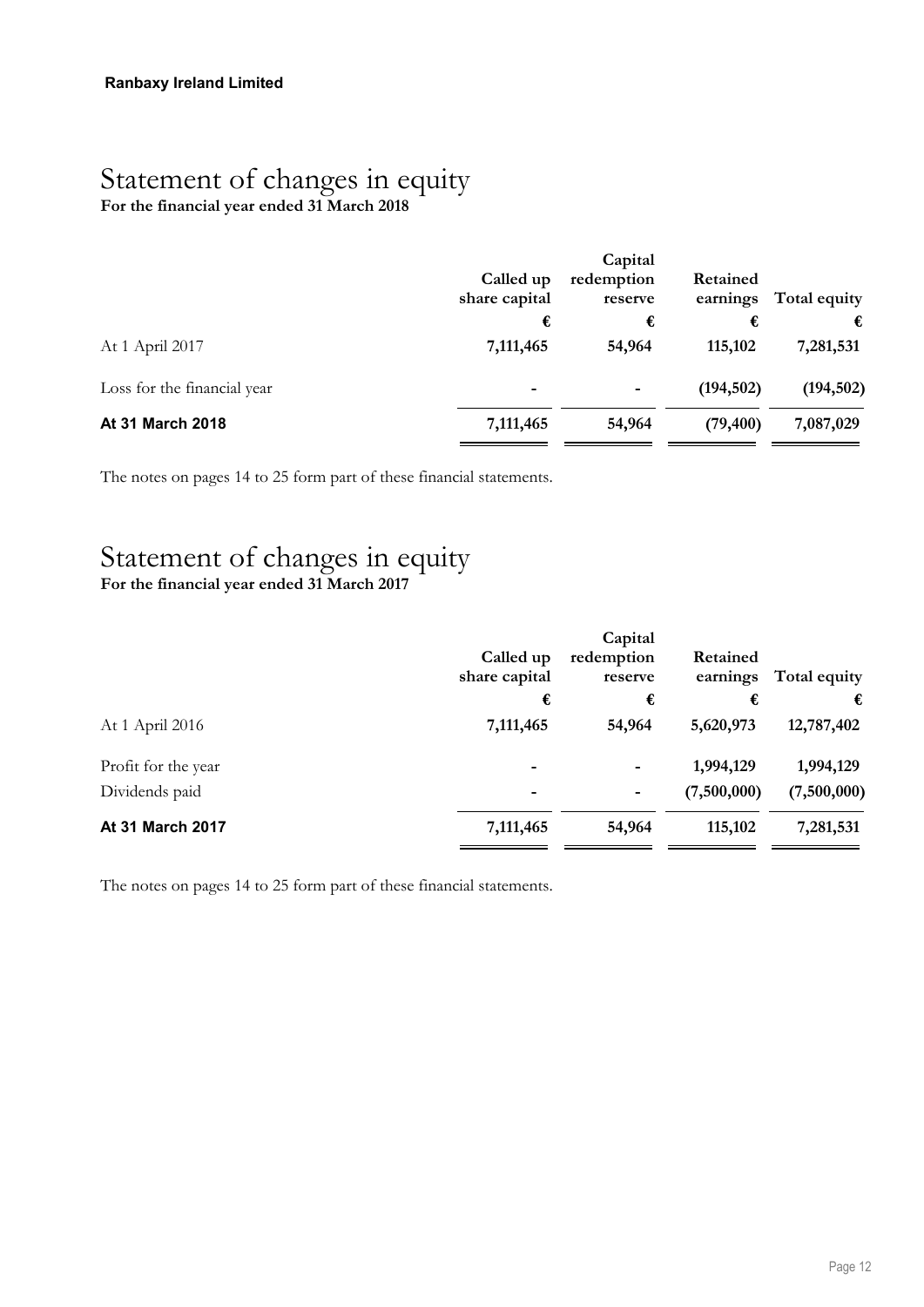**Ranbaxy Ireland Limited**

# Statement of changes in equity

**For the financial year ended 31 March 2018**

| | Called up share capital | Capital redemption reserve | Retained earnings | Total equity |
|---|---|---|---|---|
| | € | € | € | € |
| At 1 April 2017 | **7,111,465** | **54,964** | **115,102** | **7,281,531** |
| Loss for the financial year | - | - | **(194,502)** | **(194,502)** |
| **At 31 March 2018** | **7,111,465** | **54,964** | **(79,400)** | **7,087,029** |

The notes on pages 14 to 25 form part of these financial statements.

# Statement of changes in equity

**For the financial year ended 31 March 2017**

| | Called up share capital | Capital redemption reserve | Retained earnings | Total equity |
|---|---|---|---|---|
| | € | € | € | € |
| At 1 April 2016 | **7,111,465** | **54,964** | **5,620,973** | **12,787,402** |
| Profit for the year | - | - | **1,994,129** | **1,994,129** |
| Dividends paid | - | - | **(7,500,000)** | **(7,500,000)** |
| **At 31 March 2017** | **7,111,465** | **54,964** | **115,102** | **7,281,531** |

The notes on pages 14 to 25 form part of these financial statements.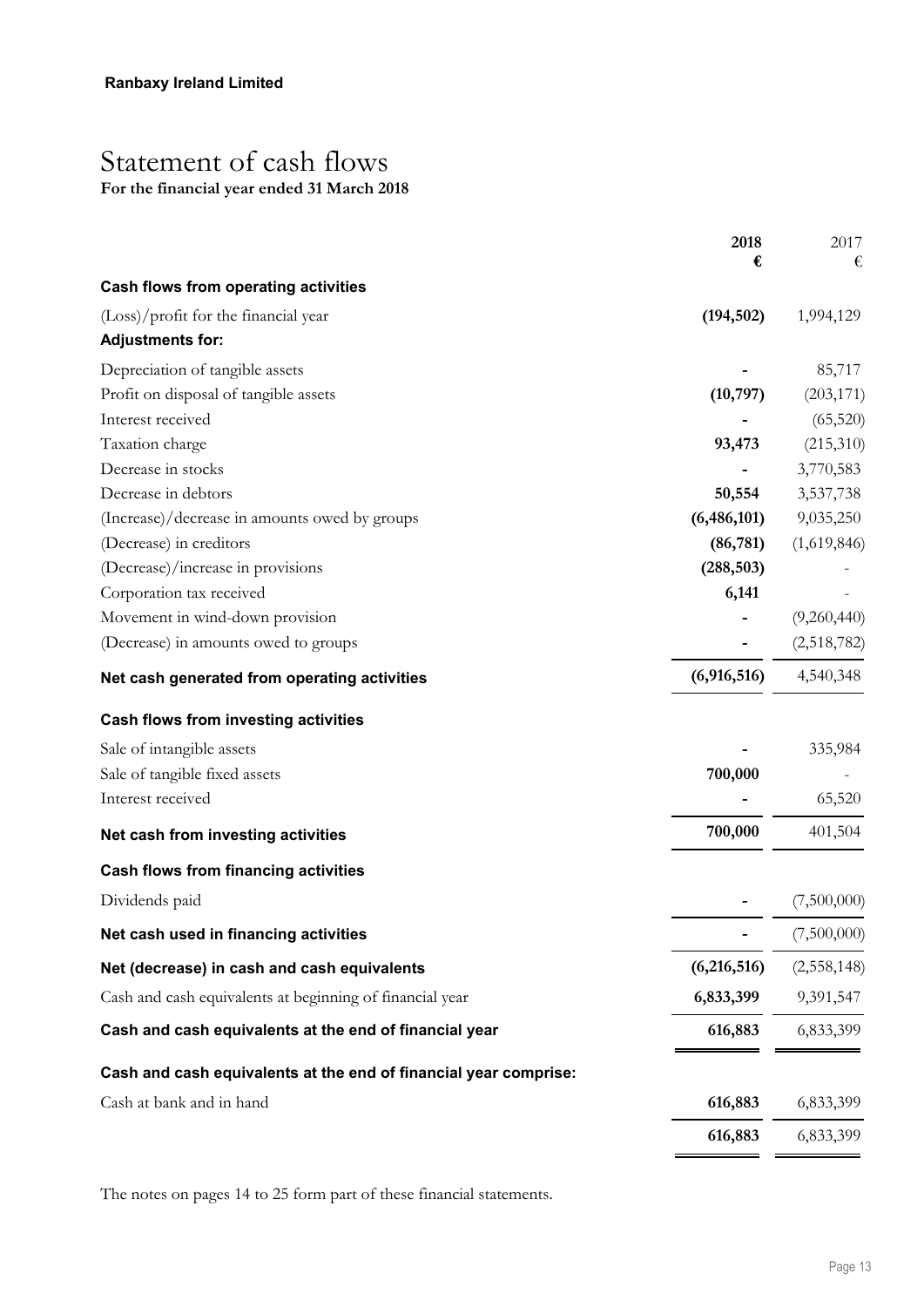**Ranbaxy Ireland Limited**

# Statement of cash flows

**For the financial year ended 31 March 2018**

| | 2018 € | 2017 € |
|---|---|---|
| **Cash flows from operating activities** | | |
| (Loss)/profit for the financial year | **(194,502)** | 1,994,129 |
| **Adjustments for:** | | |
| Depreciation of tangible assets | **-** | 85,717 |
| Profit on disposal of tangible assets | **(10,797)** | (203,171) |
| Interest received | **-** | (65,520) |
| Taxation charge | **93,473** | (215,310) |
| Decrease in stocks | **-** | 3,770,583 |
| Decrease in debtors | **50,554** | 3,537,738 |
| (Increase)/decrease in amounts owed by groups | **(6,486,101)** | 9,035,250 |
| (Decrease) in creditors | **(86,781)** | (1,619,846) |
| (Decrease)/increase in provisions | **(288,503)** | - |
| Corporation tax received | **6,141** | - |
| Movement in wind-down provision | **-** | (9,260,440) |
| (Decrease) in amounts owed to groups | **-** | (2,518,782) |
| **Net cash generated from operating activities** | **(6,916,516)** | 4,540,348 |
| **Cash flows from investing activities** | | |
| Sale of intangible assets | **-** | 335,984 |
| Sale of tangible fixed assets | **700,000** | - |
| Interest received | **-** | 65,520 |
| **Net cash from investing activities** | **700,000** | 401,504 |
| **Cash flows from financing activities** | | |
| Dividends paid | **-** | (7,500,000) |
| **Net cash used in financing activities** | **-** | (7,500,000) |
| **Net (decrease) in cash and cash equivalents** | **(6,216,516)** | (2,558,148) |
| Cash and cash equivalents at beginning of financial year | **6,833,399** | 9,391,547 |
| **Cash and cash equivalents at the end of financial year** | **616,883** | 6,833,399 |
| **Cash and cash equivalents at the end of financial year comprise:** | | |
| Cash at bank and in hand | **616,883** | 6,833,399 |
| | **616,883** | 6,833,399 |

The notes on pages 14 to 25 form part of these financial statements.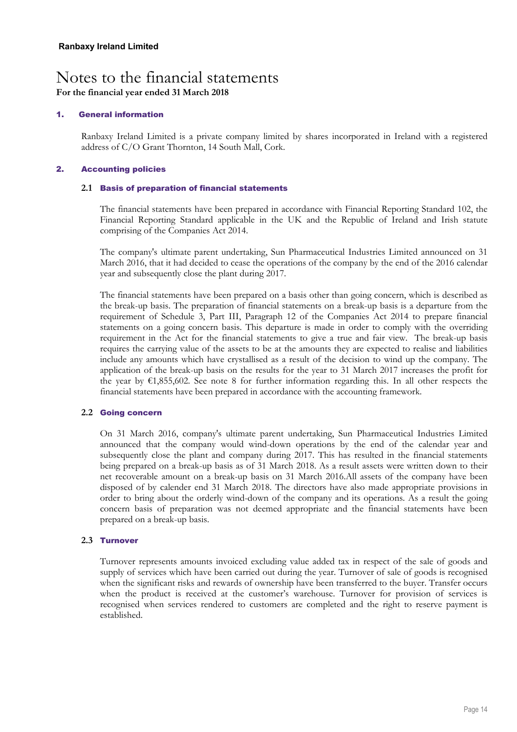**Ranbaxy Ireland Limited**

# Notes to the financial statements

**For the financial year ended 31 March 2018**

## 1. General information

Ranbaxy Ireland Limited is a private company limited by shares incorporated in Ireland with a registered address of C/O Grant Thornton, 14 South Mall, Cork.

## 2. Accounting policies

### 2.1 Basis of preparation of financial statements

The financial statements have been prepared in accordance with Financial Reporting Standard 102, the Financial Reporting Standard applicable in the UK and the Republic of Ireland and Irish statute comprising of the Companies Act 2014.

The company's ultimate parent undertaking, Sun Pharmaceutical Industries Limited announced on 31 March 2016, that it had decided to cease the operations of the company by the end of the 2016 calendar year and subsequently close the plant during 2017.

The financial statements have been prepared on a basis other than going concern, which is described as the break-up basis. The preparation of financial statements on a break-up basis is a departure from the requirement of Schedule 3, Part III, Paragraph 12 of the Companies Act 2014 to prepare financial statements on a going concern basis. This departure is made in order to comply with the overriding requirement in the Act for the financial statements to give a true and fair view. The break-up basis requires the carrying value of the assets to be at the amounts they are expected to realise and liabilities include any amounts which have crystallised as a result of the decision to wind up the company. The application of the break-up basis on the results for the year to 31 March 2017 increases the profit for the year by €1,855,602. See note 8 for further information regarding this. In all other respects the financial statements have been prepared in accordance with the accounting framework.

### 2.2 Going concern

On 31 March 2016, company's ultimate parent undertaking, Sun Pharmaceutical Industries Limited announced that the company would wind-down operations by the end of the calendar year and subsequently close the plant and company during 2017. This has resulted in the financial statements being prepared on a break-up basis as of 31 March 2018. As a result assets were written down to their net recoverable amount on a break-up basis on 31 March 2016.All assets of the company have been disposed of by calender end 31 March 2018. The directors have also made appropriate provisions in order to bring about the orderly wind-down of the company and its operations. As a result the going concern basis of preparation was not deemed appropriate and the financial statements have been prepared on a break-up basis.

### 2.3 Turnover

Turnover represents amounts invoiced excluding value added tax in respect of the sale of goods and supply of services which have been carried out during the year. Turnover of sale of goods is recognised when the significant risks and rewards of ownership have been transferred to the buyer. Transfer occurs when the product is received at the customer's warehouse. Turnover for provision of services is recognised when services rendered to customers are completed and the right to reserve payment is established.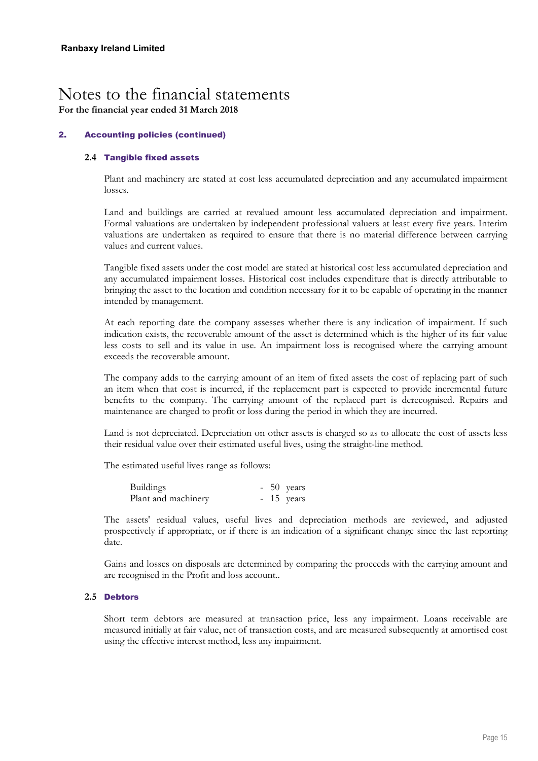**Ranbaxy Ireland Limited**

# Notes to the financial statements

**For the financial year ended 31 March 2018**

## 2. Accounting policies (continued)

### 2.4 Tangible fixed assets

Plant and machinery are stated at cost less accumulated depreciation and any accumulated impairment losses.

Land and buildings are carried at revalued amount less accumulated depreciation and impairment. Formal valuations are undertaken by independent professional valuers at least every five years. Interim valuations are undertaken as required to ensure that there is no material difference between carrying values and current values.

Tangible fixed assets under the cost model are stated at historical cost less accumulated depreciation and any accumulated impairment losses. Historical cost includes expenditure that is directly attributable to bringing the asset to the location and condition necessary for it to be capable of operating in the manner intended by management.

At each reporting date the company assesses whether there is any indication of impairment. If such indication exists, the recoverable amount of the asset is determined which is the higher of its fair value less costs to sell and its value in use. An impairment loss is recognised where the carrying amount exceeds the recoverable amount.

The company adds to the carrying amount of an item of fixed assets the cost of replacing part of such an item when that cost is incurred, if the replacement part is expected to provide incremental future benefits to the company. The carrying amount of the replaced part is derecognised. Repairs and maintenance are charged to profit or loss during the period in which they are incurred.

Land is not depreciated. Depreciation on other assets is charged so as to allocate the cost of assets less their residual value over their estimated useful lives, using the straight-line method.

The estimated useful lives range as follows:

| | |
|---|---|
| Buildings | - 50 years |
| Plant and machinery | - 15 years |

The assets' residual values, useful lives and depreciation methods are reviewed, and adjusted prospectively if appropriate, or if there is an indication of a significant change since the last reporting date.

Gains and losses on disposals are determined by comparing the proceeds with the carrying amount and are recognised in the Profit and loss account..

### 2.5 Debtors

Short term debtors are measured at transaction price, less any impairment. Loans receivable are measured initially at fair value, net of transaction costs, and are measured subsequently at amortised cost using the effective interest method, less any impairment.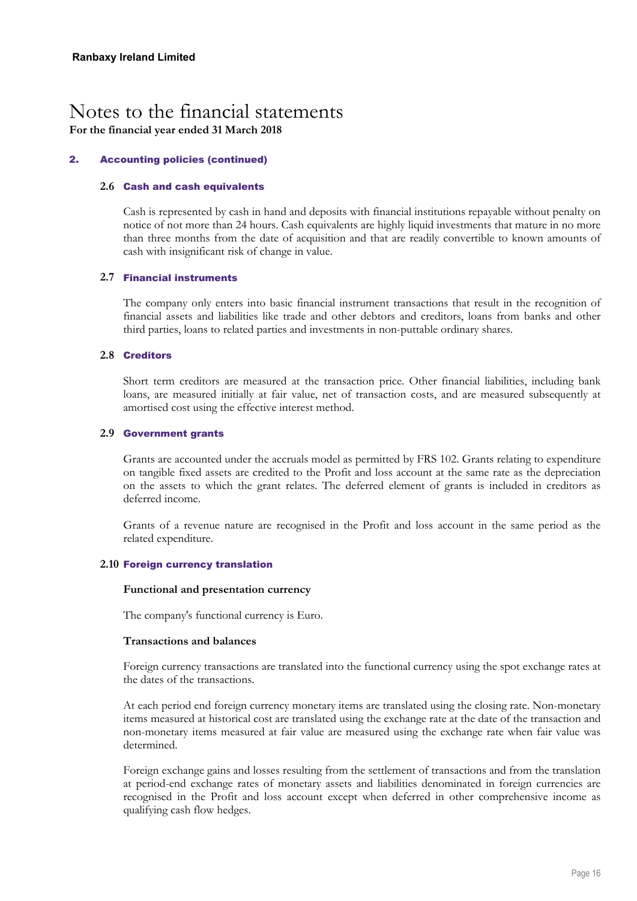**Ranbaxy Ireland Limited**

# Notes to the financial statements

**For the financial year ended 31 March 2018**

## 2. Accounting policies (continued)

### 2.6 Cash and cash equivalents

Cash is represented by cash in hand and deposits with financial institutions repayable without penalty on notice of not more than 24 hours. Cash equivalents are highly liquid investments that mature in no more than three months from the date of acquisition and that are readily convertible to known amounts of cash with insignificant risk of change in value.

### 2.7 Financial instruments

The company only enters into basic financial instrument transactions that result in the recognition of financial assets and liabilities like trade and other debtors and creditors, loans from banks and other third parties, loans to related parties and investments in non-puttable ordinary shares.

### 2.8 Creditors

Short term creditors are measured at the transaction price. Other financial liabilities, including bank loans, are measured initially at fair value, net of transaction costs, and are measured subsequently at amortised cost using the effective interest method.

### 2.9 Government grants

Grants are accounted under the accruals model as permitted by FRS 102. Grants relating to expenditure on tangible fixed assets are credited to the Profit and loss account at the same rate as the depreciation on the assets to which the grant relates. The deferred element of grants is included in creditors as deferred income.

Grants of a revenue nature are recognised in the Profit and loss account in the same period as the related expenditure.

### 2.10 Foreign currency translation

**Functional and presentation currency**

The company's functional currency is Euro.

**Transactions and balances**

Foreign currency transactions are translated into the functional currency using the spot exchange rates at the dates of the transactions.

At each period end foreign currency monetary items are translated using the closing rate. Non-monetary items measured at historical cost are translated using the exchange rate at the date of the transaction and non-monetary items measured at fair value are measured using the exchange rate when fair value was determined.

Foreign exchange gains and losses resulting from the settlement of transactions and from the translation at period-end exchange rates of monetary assets and liabilities denominated in foreign currencies are recognised in the Profit and loss account except when deferred in other comprehensive income as qualifying cash flow hedges.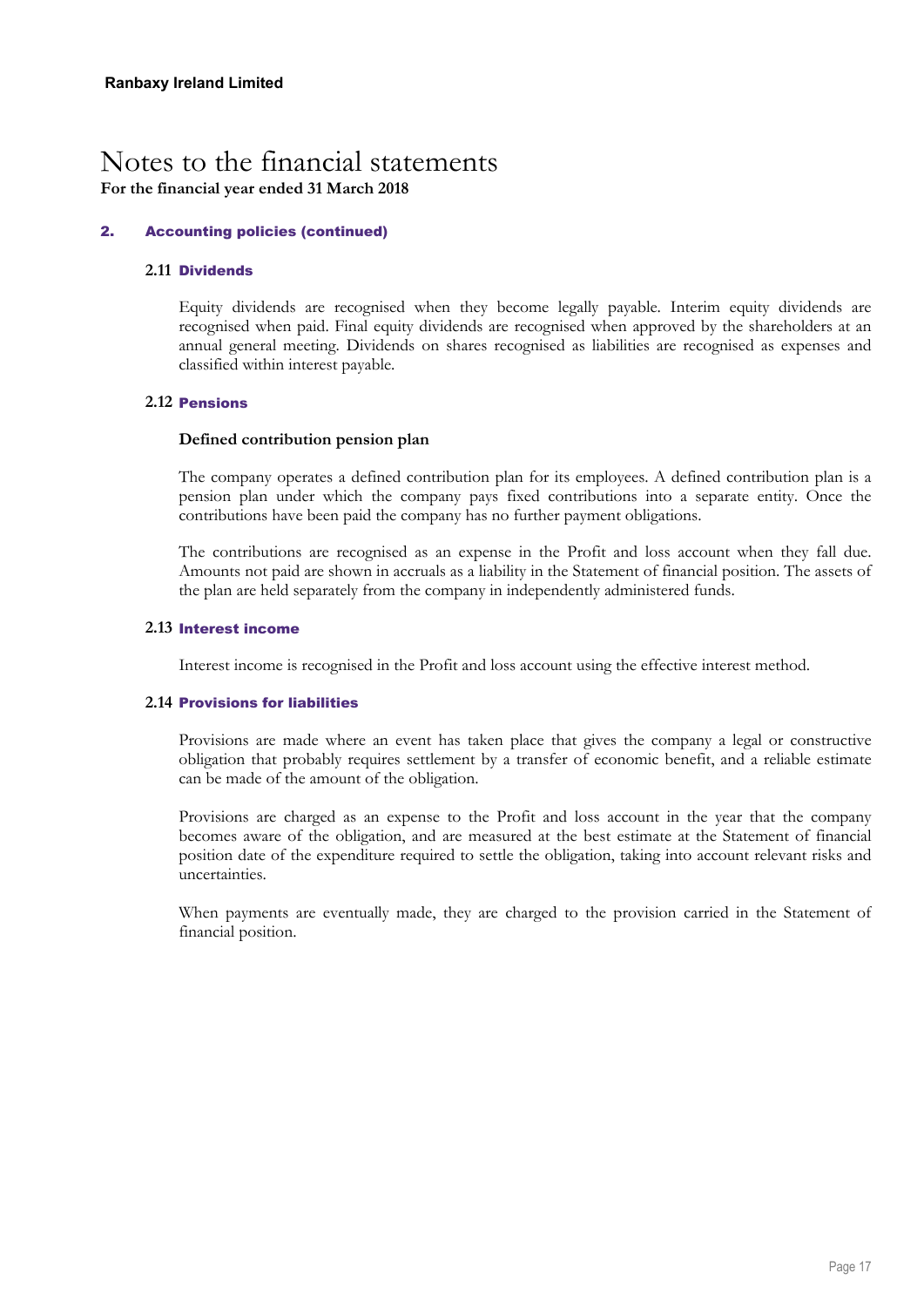**Ranbaxy Ireland Limited**

# Notes to the financial statements

**For the financial year ended 31 March 2018**

## 2. Accounting policies (continued)

### 2.11 Dividends

Equity dividends are recognised when they become legally payable. Interim equity dividends are recognised when paid. Final equity dividends are recognised when approved by the shareholders at an annual general meeting. Dividends on shares recognised as liabilities are recognised as expenses and classified within interest payable.

### 2.12 Pensions

**Defined contribution pension plan**

The company operates a defined contribution plan for its employees. A defined contribution plan is a pension plan under which the company pays fixed contributions into a separate entity. Once the contributions have been paid the company has no further payment obligations.

The contributions are recognised as an expense in the Profit and loss account when they fall due. Amounts not paid are shown in accruals as a liability in the Statement of financial position. The assets of the plan are held separately from the company in independently administered funds.

### 2.13 Interest income

Interest income is recognised in the Profit and loss account using the effective interest method.

### 2.14 Provisions for liabilities

Provisions are made where an event has taken place that gives the company a legal or constructive obligation that probably requires settlement by a transfer of economic benefit, and a reliable estimate can be made of the amount of the obligation.

Provisions are charged as an expense to the Profit and loss account in the year that the company becomes aware of the obligation, and are measured at the best estimate at the Statement of financial position date of the expenditure required to settle the obligation, taking into account relevant risks and uncertainties.

When payments are eventually made, they are charged to the provision carried in the Statement of financial position.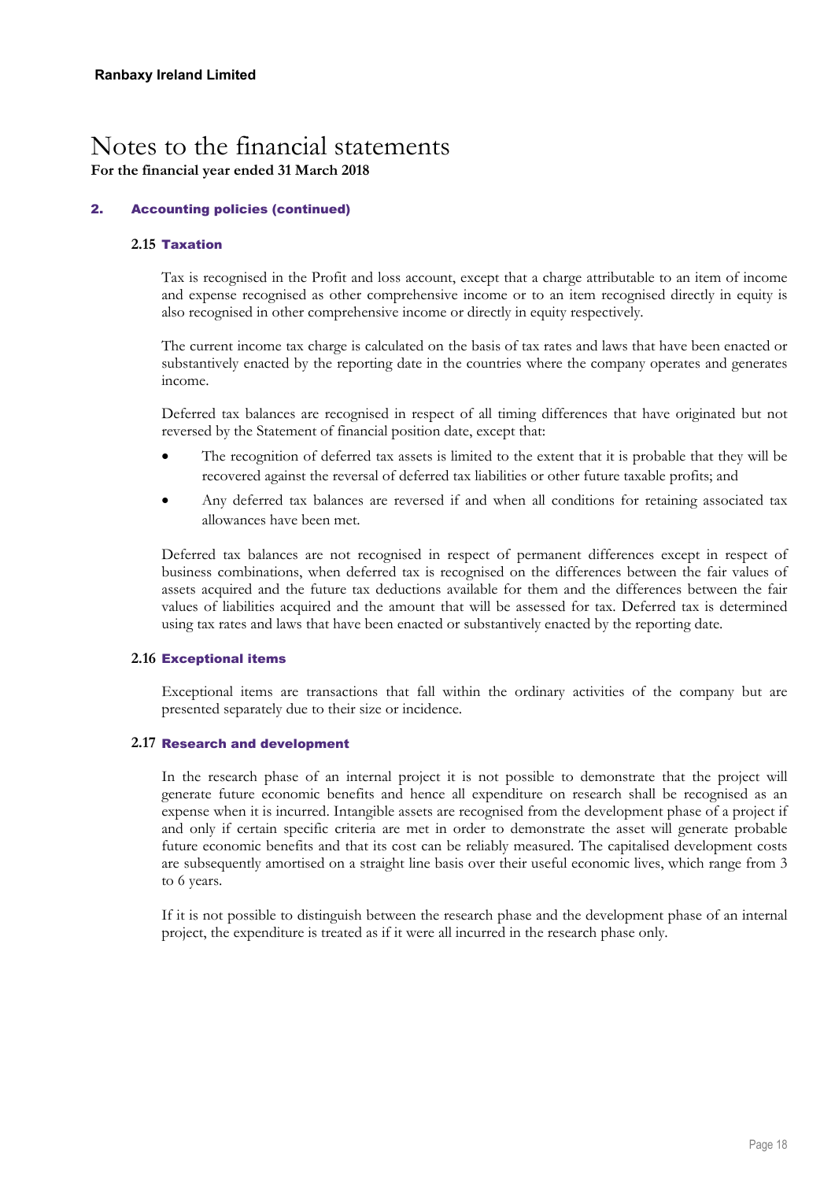# Notes to the financial statements

**For the financial year ended 31 March 2018**

## 2. Accounting policies (continued)

### 2.15 Taxation

Tax is recognised in the Profit and loss account, except that a charge attributable to an item of income and expense recognised as other comprehensive income or to an item recognised directly in equity is also recognised in other comprehensive income or directly in equity respectively.

The current income tax charge is calculated on the basis of tax rates and laws that have been enacted or substantively enacted by the reporting date in the countries where the company operates and generates income.

Deferred tax balances are recognised in respect of all timing differences that have originated but not reversed by the Statement of financial position date, except that:

- The recognition of deferred tax assets is limited to the extent that it is probable that they will be recovered against the reversal of deferred tax liabilities or other future taxable profits; and
- Any deferred tax balances are reversed if and when all conditions for retaining associated tax allowances have been met.

Deferred tax balances are not recognised in respect of permanent differences except in respect of business combinations, when deferred tax is recognised on the differences between the fair values of assets acquired and the future tax deductions available for them and the differences between the fair values of liabilities acquired and the amount that will be assessed for tax. Deferred tax is determined using tax rates and laws that have been enacted or substantively enacted by the reporting date.

### 2.16 Exceptional items

Exceptional items are transactions that fall within the ordinary activities of the company but are presented separately due to their size or incidence.

### 2.17 Research and development

In the research phase of an internal project it is not possible to demonstrate that the project will generate future economic benefits and hence all expenditure on research shall be recognised as an expense when it is incurred. Intangible assets are recognised from the development phase of a project if and only if certain specific criteria are met in order to demonstrate the asset will generate probable future economic benefits and that its cost can be reliably measured. The capitalised development costs are subsequently amortised on a straight line basis over their useful economic lives, which range from 3 to 6 years.

If it is not possible to distinguish between the research phase and the development phase of an internal project, the expenditure is treated as if it were all incurred in the research phase only.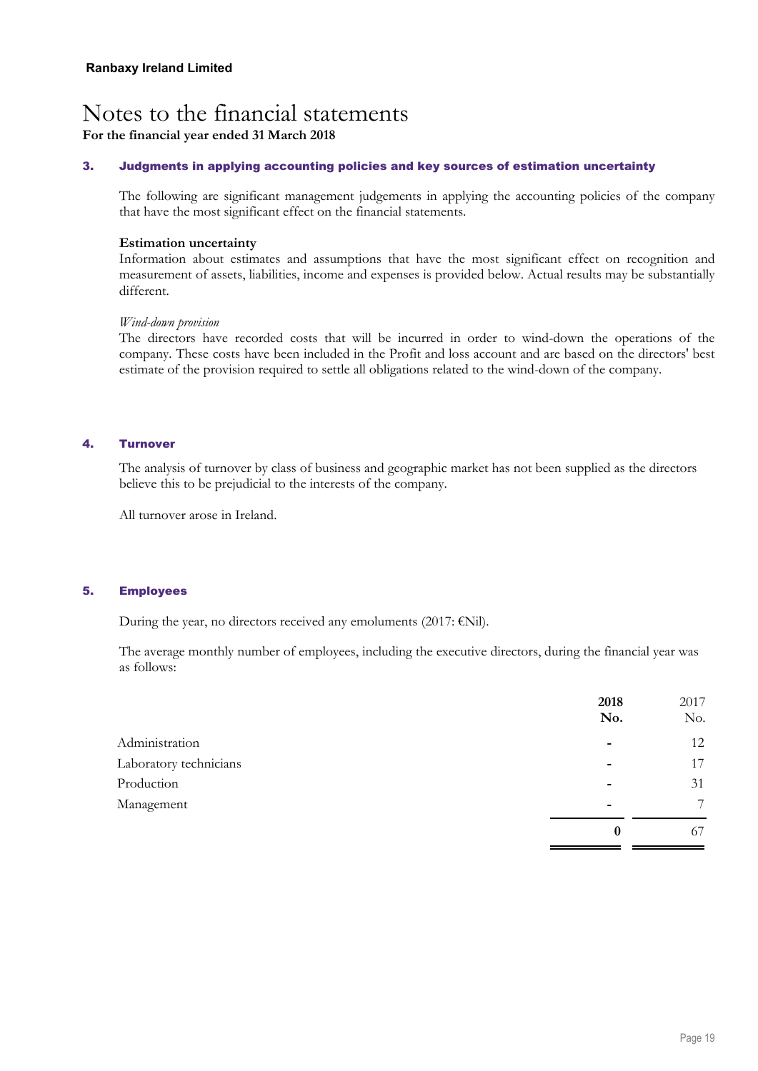**Ranbaxy Ireland Limited**

# Notes to the financial statements

**For the financial year ended 31 March 2018**

## 3. Judgments in applying accounting policies and key sources of estimation uncertainty

The following are significant management judgements in applying the accounting policies of the company that have the most significant effect on the financial statements.

**Estimation uncertainty**

Information about estimates and assumptions that have the most significant effect on recognition and measurement of assets, liabilities, income and expenses is provided below. Actual results may be substantially different.

*Wind-down provision*

The directors have recorded costs that will be incurred in order to wind-down the operations of the company. These costs have been included in the Profit and loss account and are based on the directors' best estimate of the provision required to settle all obligations related to the wind-down of the company.

## 4. Turnover

The analysis of turnover by class of business and geographic market has not been supplied as the directors believe this to be prejudicial to the interests of the company.

All turnover arose in Ireland.

## 5. Employees

During the year, no directors received any emoluments (2017: €Nil).

The average monthly number of employees, including the executive directors, during the financial year was as follows:

| | **2018** **No.** | 2017 No. |
|---|---|---|
| Administration | - | 12 |
| Laboratory technicians | - | 17 |
| Production | - | 31 |
| Management | - | 7 |
| | **0** | 67 |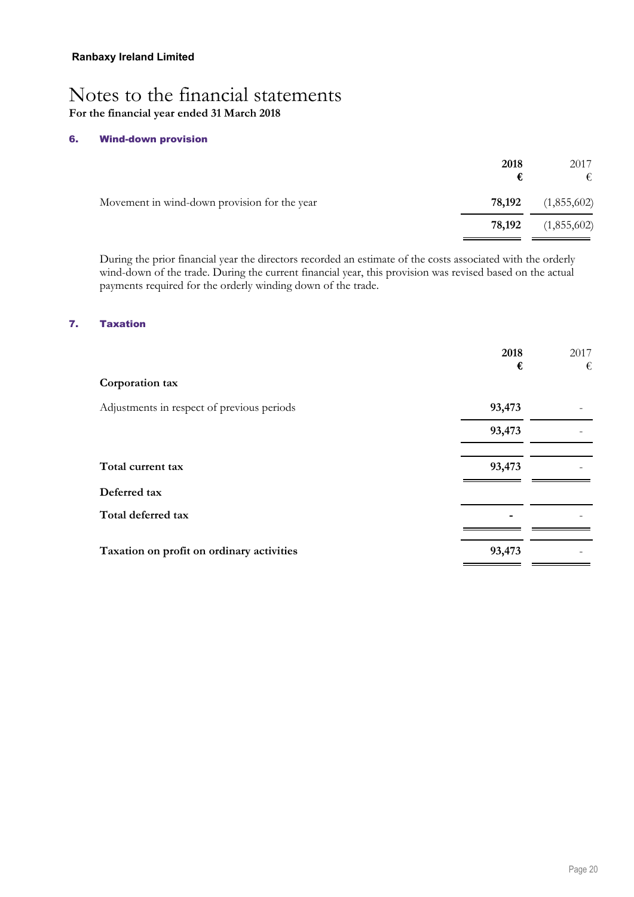**Ranbaxy Ireland Limited**

# Notes to the financial statements

**For the financial year ended 31 March 2018**

## 6. Wind-down provision

| | **2018** | 2017 |
|---|---|---|
| | **€** | € |
| Movement in wind-down provision for the year | **78,192** | (1,855,602) |
| | **78,192** | (1,855,602) |

During the prior financial year the directors recorded an estimate of the costs associated with the orderly wind-down of the trade. During the current financial year, this provision was revised based on the actual payments required for the orderly winding down of the trade.

## 7. Taxation

| | **2018** | 2017 |
|---|---|---|
| | **€** | € |
| **Corporation tax** | | |
| Adjustments in respect of previous periods | **93,473** | - |
| | **93,473** | - |
| **Total current tax** | **93,473** | - |
| **Deferred tax** | | |
| **Total deferred tax** | **-** | - |
| **Taxation on profit on ordinary activities** | **93,473** | - |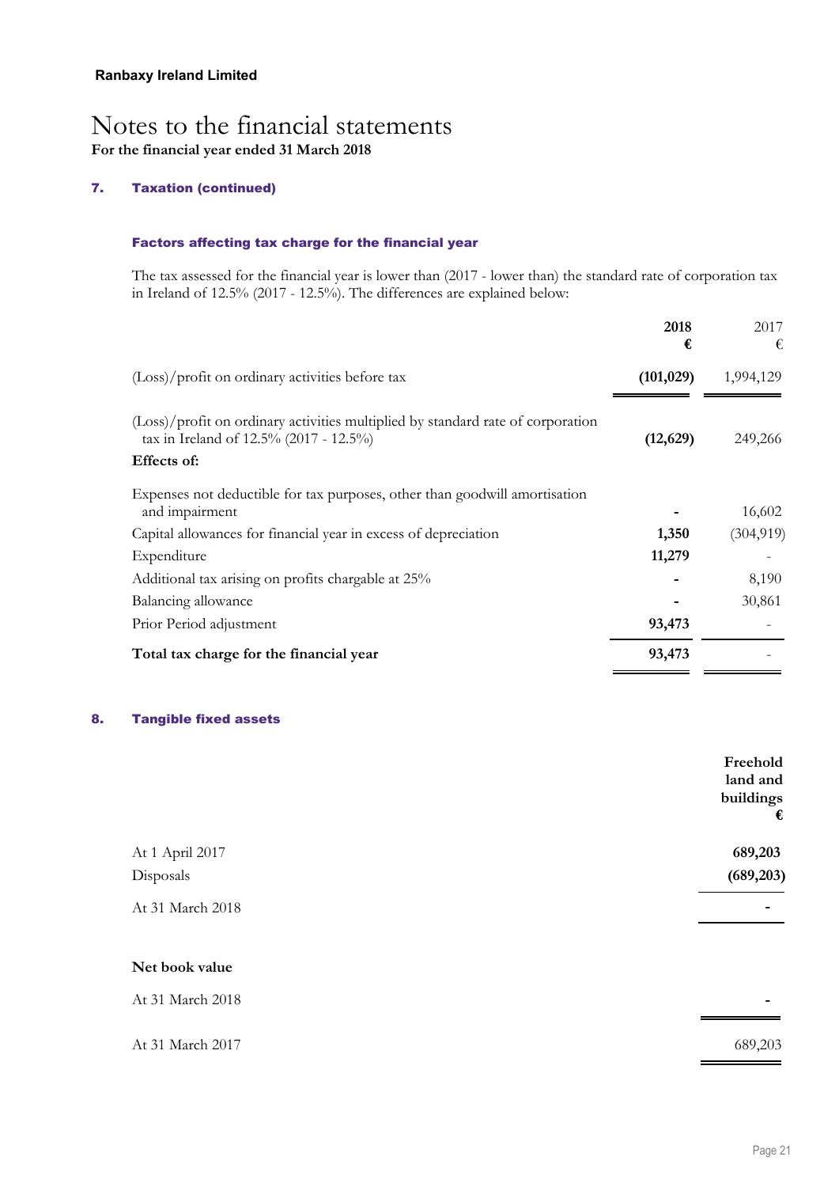**Ranbaxy Ireland Limited**

# Notes to the financial statements

**For the financial year ended 31 March 2018**

## 7. Taxation (continued)

### Factors affecting tax charge for the financial year

The tax assessed for the financial year is lower than (2017 - lower than) the standard rate of corporation tax in Ireland of 12.5% (2017 - 12.5%). The differences are explained below:

| | **2018** **€** | 2017 € |
|---|---|---|
| (Loss)/profit on ordinary activities before tax | **(101,029)** | 1,994,129 |
| (Loss)/profit on ordinary activities multiplied by standard rate of corporation tax in Ireland of 12.5% (2017 - 12.5%) | **(12,629)** | 249,266 |
| **Effects of:** | | |
| Expenses not deductible for tax purposes, other than goodwill amortisation and impairment | **-** | 16,602 |
| Capital allowances for financial year in excess of depreciation | **1,350** | (304,919) |
| Expenditure | **11,279** | - |
| Additional tax arising on profits chargable at 25% | **-** | 8,190 |
| Balancing allowance | **-** | 30,861 |
| Prior Period adjustment | **93,473** | - |
| **Total tax charge for the financial year** | **93,473** | - |

## 8. Tangible fixed assets

| | **Freehold land and buildings** **€** |
|---|---|
| At 1 April 2017 | **689,203** |
| Disposals | **(689,203)** |
| At 31 March 2018 | **-** |
| | |
| **Net book value** | |
| At 31 March 2018 | **-** |
| At 31 March 2017 | 689,203 |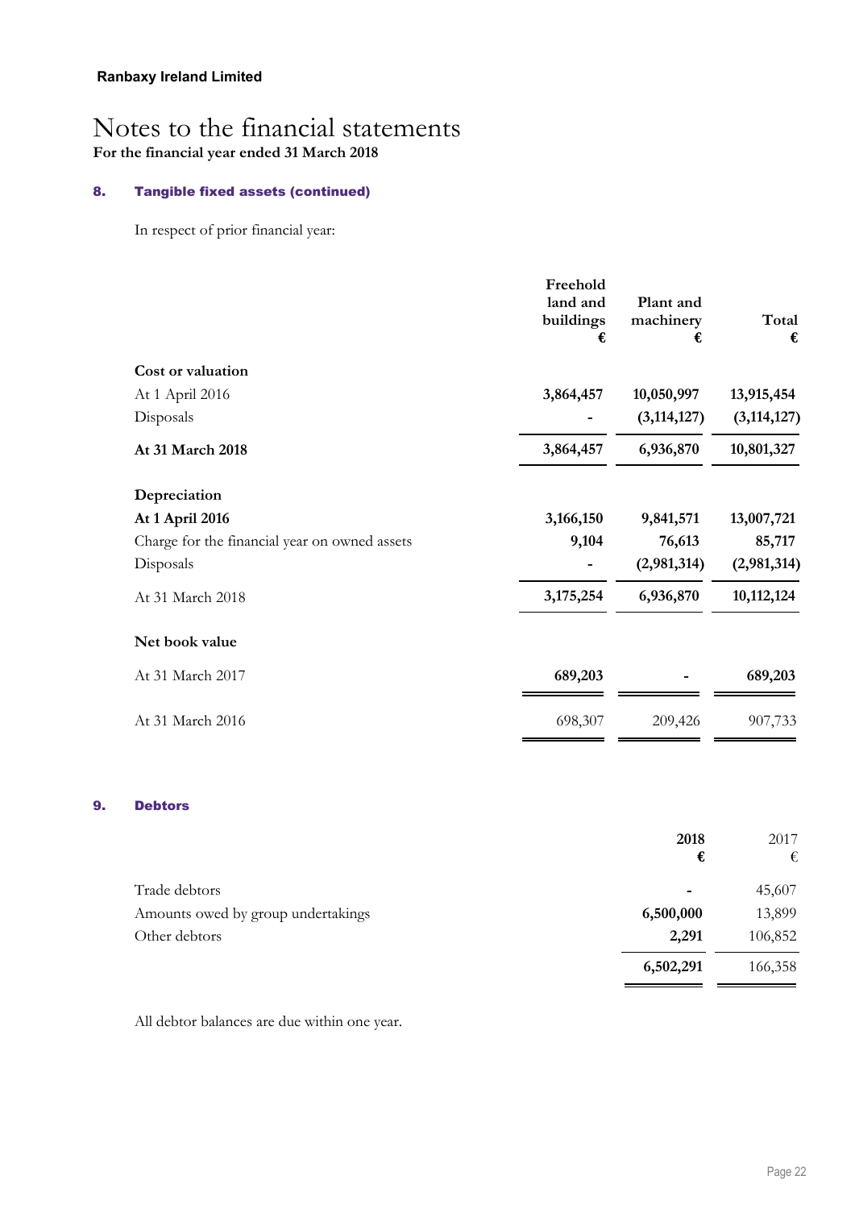**Ranbaxy Ireland Limited**

# Notes to the financial statements

**For the financial year ended 31 March 2018**

## 8. Tangible fixed assets (continued)

In respect of prior financial year:

| | Freehold land and buildings € | Plant and machinery € | Total € |
|---|---|---|---|
| **Cost or valuation** | | | |
| At 1 April 2016 | **3,864,457** | **10,050,997** | **13,915,454** |
| Disposals | **-** | **(3,114,127)** | **(3,114,127)** |
| **At 31 March 2018** | **3,864,457** | **6,936,870** | **10,801,327** |
| **Depreciation** | | | |
| **At 1 April 2016** | **3,166,150** | **9,841,571** | **13,007,721** |
| Charge for the financial year on owned assets | **9,104** | **76,613** | **85,717** |
| Disposals | **-** | **(2,981,314)** | **(2,981,314)** |
| At 31 March 2018 | **3,175,254** | **6,936,870** | **10,112,124** |
| **Net book value** | | | |
| At 31 March 2017 | **689,203** | **-** | **689,203** |
| At 31 March 2016 | 698,307 | 209,426 | 907,733 |

## 9. Debtors

| | 2018 € | 2017 € |
|---|---|---|
| Trade debtors | **-** | 45,607 |
| Amounts owed by group undertakings | **6,500,000** | 13,899 |
| Other debtors | **2,291** | 106,852 |
| | **6,502,291** | 166,358 |

All debtor balances are due within one year.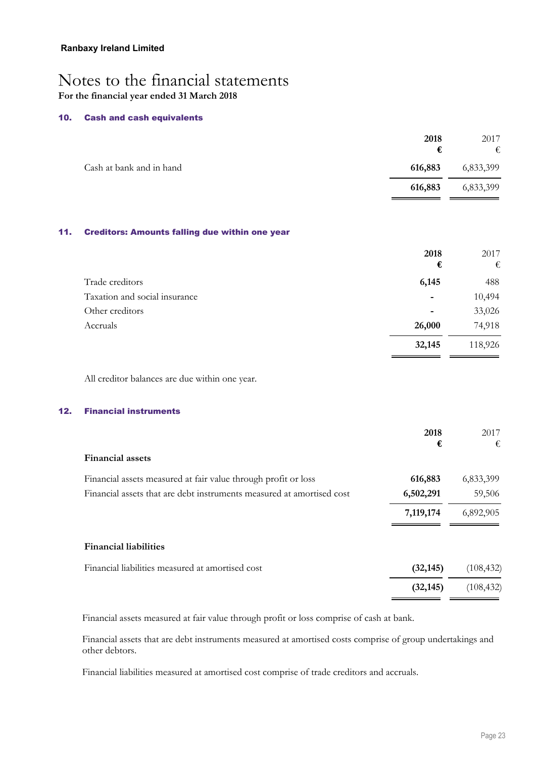# Notes to the financial statements

**For the financial year ended 31 March 2018**

## 10. Cash and cash equivalents

| | 2018 € | 2017 € |
|---|---|---|
| Cash at bank and in hand | **616,883** | 6,833,399 |
| | **616,883** | 6,833,399 |

## 11. Creditors: Amounts falling due within one year

| | 2018 € | 2017 € |
|---|---|---|
| Trade creditors | **6,145** | 488 |
| Taxation and social insurance | **-** | 10,494 |
| Other creditors | **-** | 33,026 |
| Accruals | **26,000** | 74,918 |
| | **32,145** | 118,926 |

All creditor balances are due within one year.

## 12. Financial instruments

| | 2018 € | 2017 € |
|---|---|---|
| **Financial assets** | | |
| Financial assets measured at fair value through profit or loss | **616,883** | 6,833,399 |
| Financial assets that are debt instruments measured at amortised cost | **6,502,291** | 59,506 |
| | **7,119,174** | 6,892,905 |
| **Financial liabilities** | | |
| Financial liabilities measured at amortised cost | **(32,145)** | (108,432) |
| | **(32,145)** | (108,432) |

Financial assets measured at fair value through profit or loss comprise of cash at bank.

Financial assets that are debt instruments measured at amortised costs comprise of group undertakings and other debtors.

Financial liabilities measured at amortised cost comprise of trade creditors and accruals.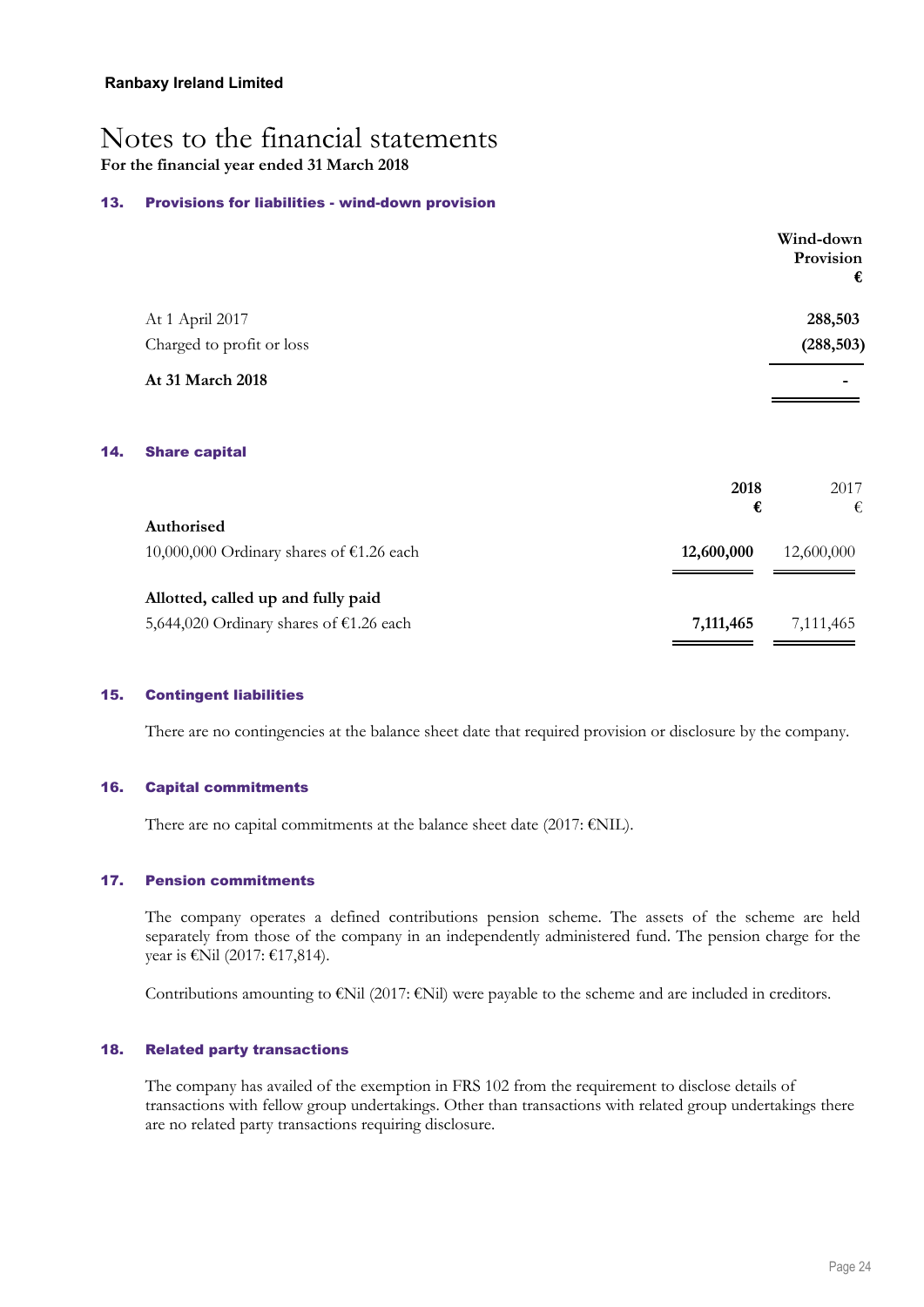# Notes to the financial statements

**For the financial year ended 31 March 2018**

## 13. Provisions for liabilities - wind-down provision

| | Wind-down Provision € |
|---|---|
| At 1 April 2017 | **288,503** |
| Charged to profit or loss | **(288,503)** |
| **At 31 March 2018** | **-** |

## 14. Share capital

| | 2018 € | 2017 € |
|---|---|---|
| **Authorised** | | |
| 10,000,000 Ordinary shares of €1.26 each | **12,600,000** | 12,600,000 |
| **Allotted, called up and fully paid** | | |
| 5,644,020 Ordinary shares of €1.26 each | **7,111,465** | 7,111,465 |

## 15. Contingent liabilities

There are no contingencies at the balance sheet date that required provision or disclosure by the company.

## 16. Capital commitments

There are no capital commitments at the balance sheet date (2017: €NIL).

## 17. Pension commitments

The company operates a defined contributions pension scheme. The assets of the scheme are held separately from those of the company in an independently administered fund. The pension charge for the year is €Nil (2017: €17,814).

Contributions amounting to €Nil (2017: €Nil) were payable to the scheme and are included in creditors.

## 18. Related party transactions

The company has availed of the exemption in FRS 102 from the requirement to disclose details of transactions with fellow group undertakings. Other than transactions with related group undertakings there are no related party transactions requiring disclosure.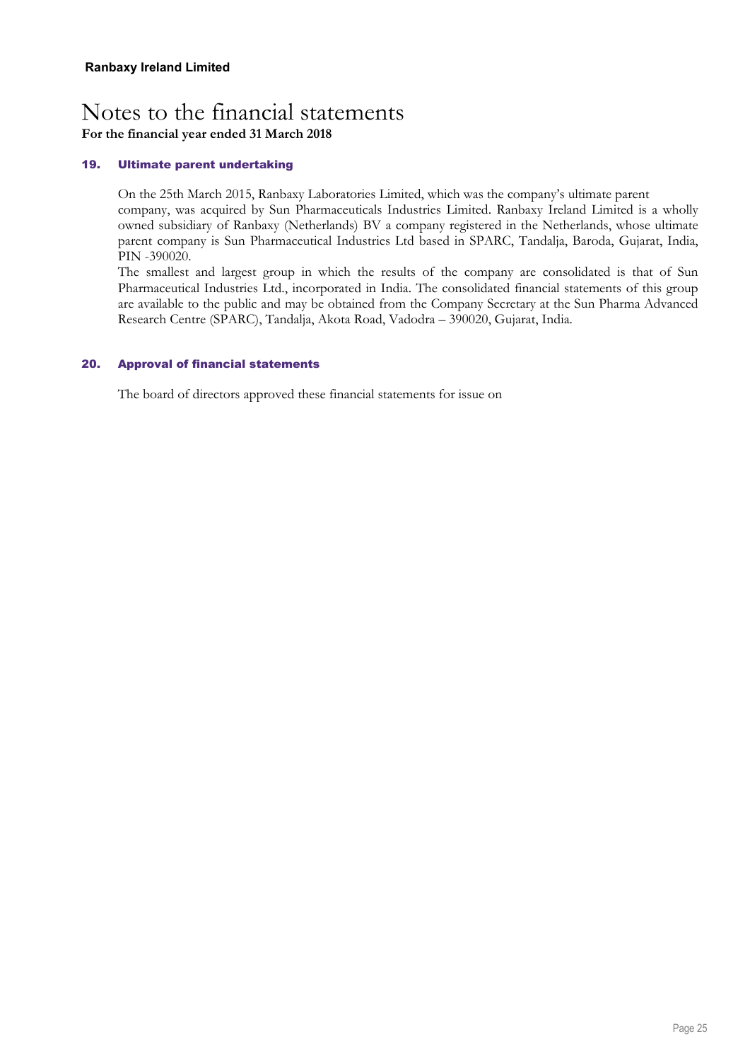**Ranbaxy Ireland Limited**

# Notes to the financial statements

**For the financial year ended 31 March 2018**

## 19. Ultimate parent undertaking

On the 25th March 2015, Ranbaxy Laboratories Limited, which was the company's ultimate parent company, was acquired by Sun Pharmaceuticals Industries Limited. Ranbaxy Ireland Limited is a wholly owned subsidiary of Ranbaxy (Netherlands) BV a company registered in the Netherlands, whose ultimate parent company is Sun Pharmaceutical Industries Ltd based in SPARC, Tandalja, Baroda, Gujarat, India, PIN -390020.

The smallest and largest group in which the results of the company are consolidated is that of Sun Pharmaceutical Industries Ltd., incorporated in India. The consolidated financial statements of this group are available to the public and may be obtained from the Company Secretary at the Sun Pharma Advanced Research Centre (SPARC), Tandalja, Akota Road, Vadodra – 390020, Gujarat, India.

## 20. Approval of financial statements

The board of directors approved these financial statements for issue on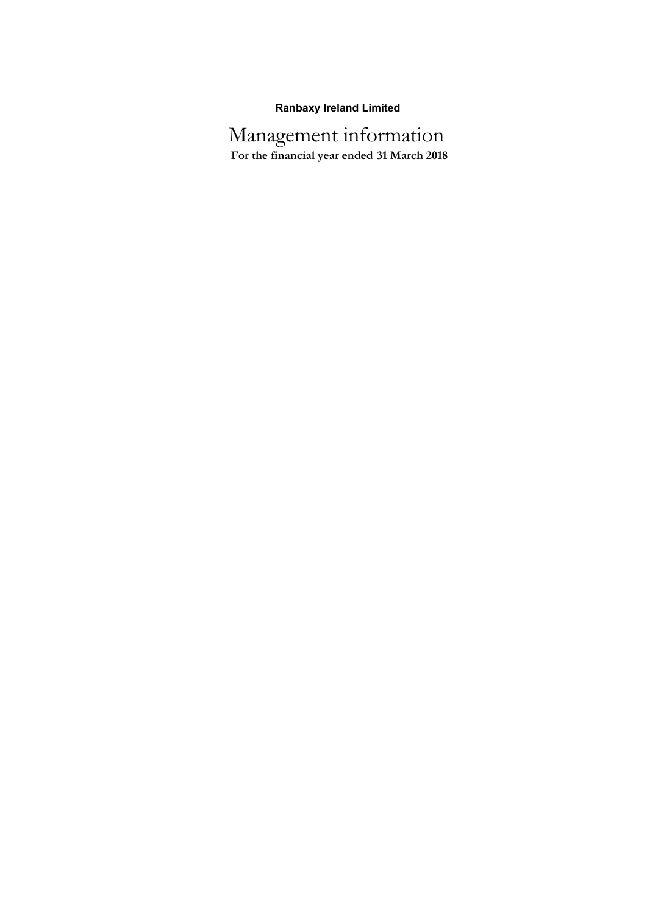**Ranbaxy Ireland Limited**

# Management information

**For the financial year ended 31 March 2018**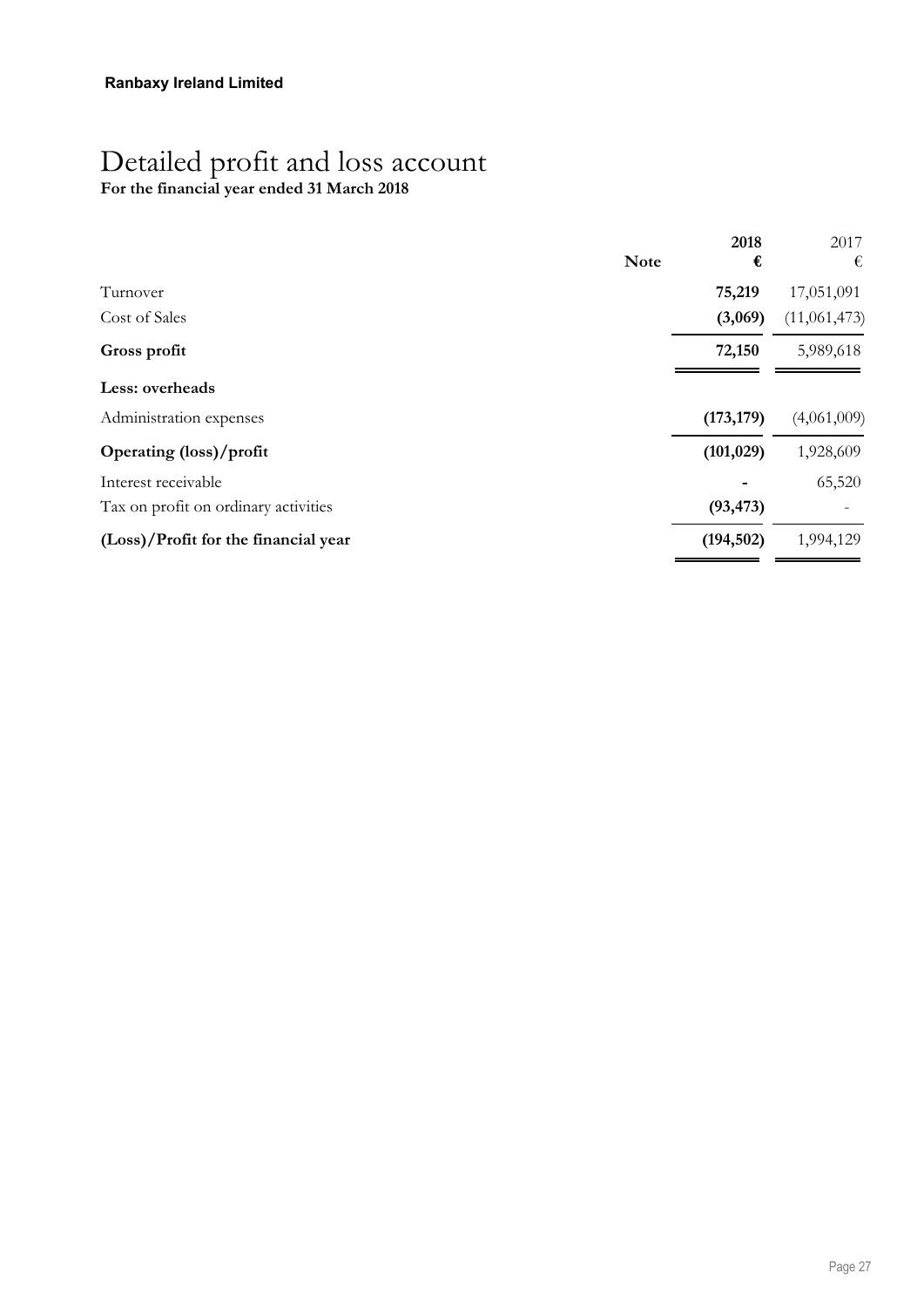**Ranbaxy Ireland Limited**

# Detailed profit and loss account

**For the financial year ended 31 March 2018**

| | Note | **2018 €** | 2017 € |
|---|---|---|---|
| Turnover | | **75,219** | 17,051,091 |
| Cost of Sales | | **(3,069)** | (11,061,473) |
| **Gross profit** | | **72,150** | 5,989,618 |
| **Less: overheads** | | | |
| Administration expenses | | **(173,179)** | (4,061,009) |
| **Operating (loss)/profit** | | **(101,029)** | 1,928,609 |
| Interest receivable | | **-** | 65,520 |
| Tax on profit on ordinary activities | | **(93,473)** | - |
| **(Loss)/Profit for the financial year** | | **(194,502)** | 1,994,129 |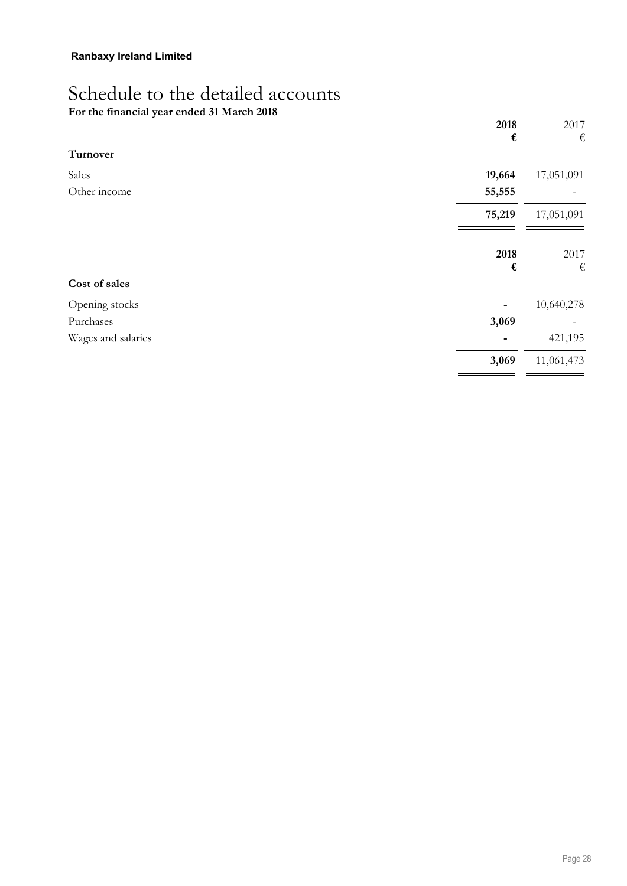**Ranbaxy Ireland Limited**

# Schedule to the detailed accounts

**For the financial year ended 31 March 2018**

| | **2018** | 2017 |
|---|---|---|
| | **€** | € |
| **Turnover** | | |
| Sales | **19,664** | 17,051,091 |
| Other income | **55,555** | - |
| | **75,219** | 17,051,091 |

| | **2018** | 2017 |
|---|---|---|
| | **€** | € |
| **Cost of sales** | | |
| Opening stocks | **-** | 10,640,278 |
| Purchases | **3,069** | - |
| Wages and salaries | **-** | 421,195 |
| | **3,069** | 11,061,473 |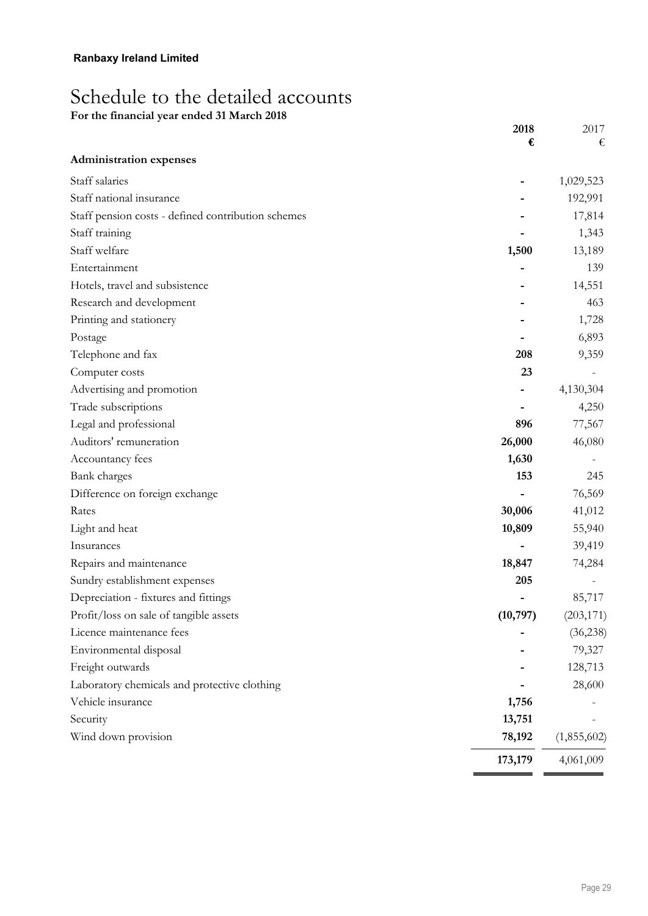**Ranbaxy Ireland Limited**

# Schedule to the detailed accounts

**For the financial year ended 31 March 2018**

| | **2018** | 2017 |
|---|---|---|
| | **€** | € |
| **Administration expenses** | | |
| Staff salaries | **-** | 1,029,523 |
| Staff national insurance | **-** | 192,991 |
| Staff pension costs - defined contribution schemes | **-** | 17,814 |
| Staff training | **-** | 1,343 |
| Staff welfare | **1,500** | 13,189 |
| Entertainment | **-** | 139 |
| Hotels, travel and subsistence | **-** | 14,551 |
| Research and development | **-** | 463 |
| Printing and stationery | **-** | 1,728 |
| Postage | **-** | 6,893 |
| Telephone and fax | **208** | 9,359 |
| Computer costs | **23** | - |
| Advertising and promotion | **-** | 4,130,304 |
| Trade subscriptions | **-** | 4,250 |
| Legal and professional | **896** | 77,567 |
| Auditors' remuneration | **26,000** | 46,080 |
| Accountancy fees | **1,630** | - |
| Bank charges | **153** | 245 |
| Difference on foreign exchange | **-** | 76,569 |
| Rates | **30,006** | 41,012 |
| Light and heat | **10,809** | 55,940 |
| Insurances | **-** | 39,419 |
| Repairs and maintenance | **18,847** | 74,284 |
| Sundry establishment expenses | **205** | - |
| Depreciation - fixtures and fittings | **-** | 85,717 |
| Profit/loss on sale of tangible assets | **(10,797)** | (203,171) |
| Licence maintenance fees | **-** | (36,238) |
| Environmental disposal | **-** | 79,327 |
| Freight outwards | **-** | 128,713 |
| Laboratory chemicals and protective clothing | **-** | 28,600 |
| Vehicle insurance | **1,756** | - |
| Security | **13,751** | - |
| Wind down provision | **78,192** | (1,855,602) |
| | **173,179** | 4,061,009 |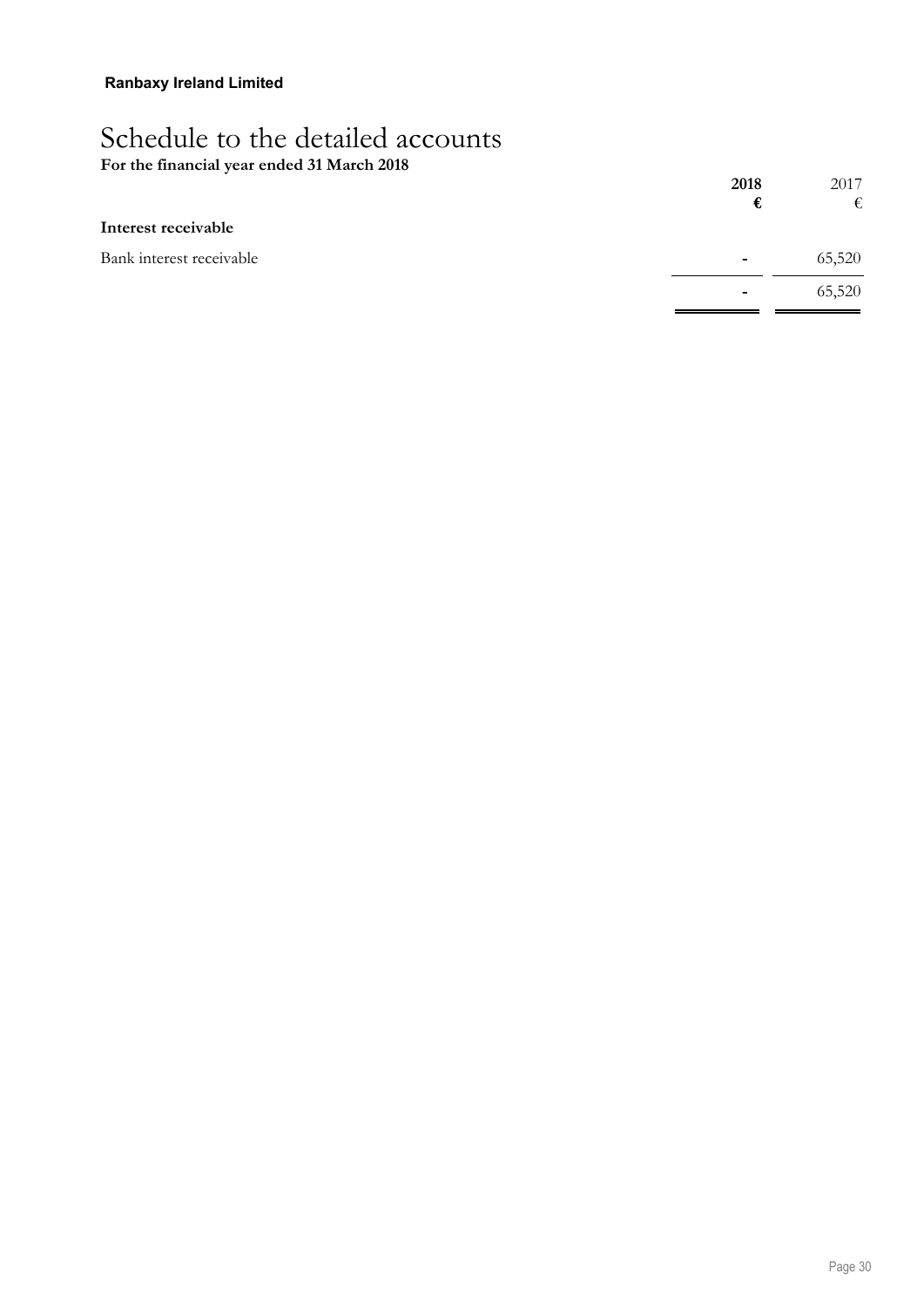**Ranbaxy Ireland Limited**

# Schedule to the detailed accounts

**For the financial year ended 31 March 2018**

| | 2018 € | 2017 € |
|---|---|---|
| **Interest receivable** | | |
| Bank interest receivable | - | 65,520 |
| | - | 65,520 |